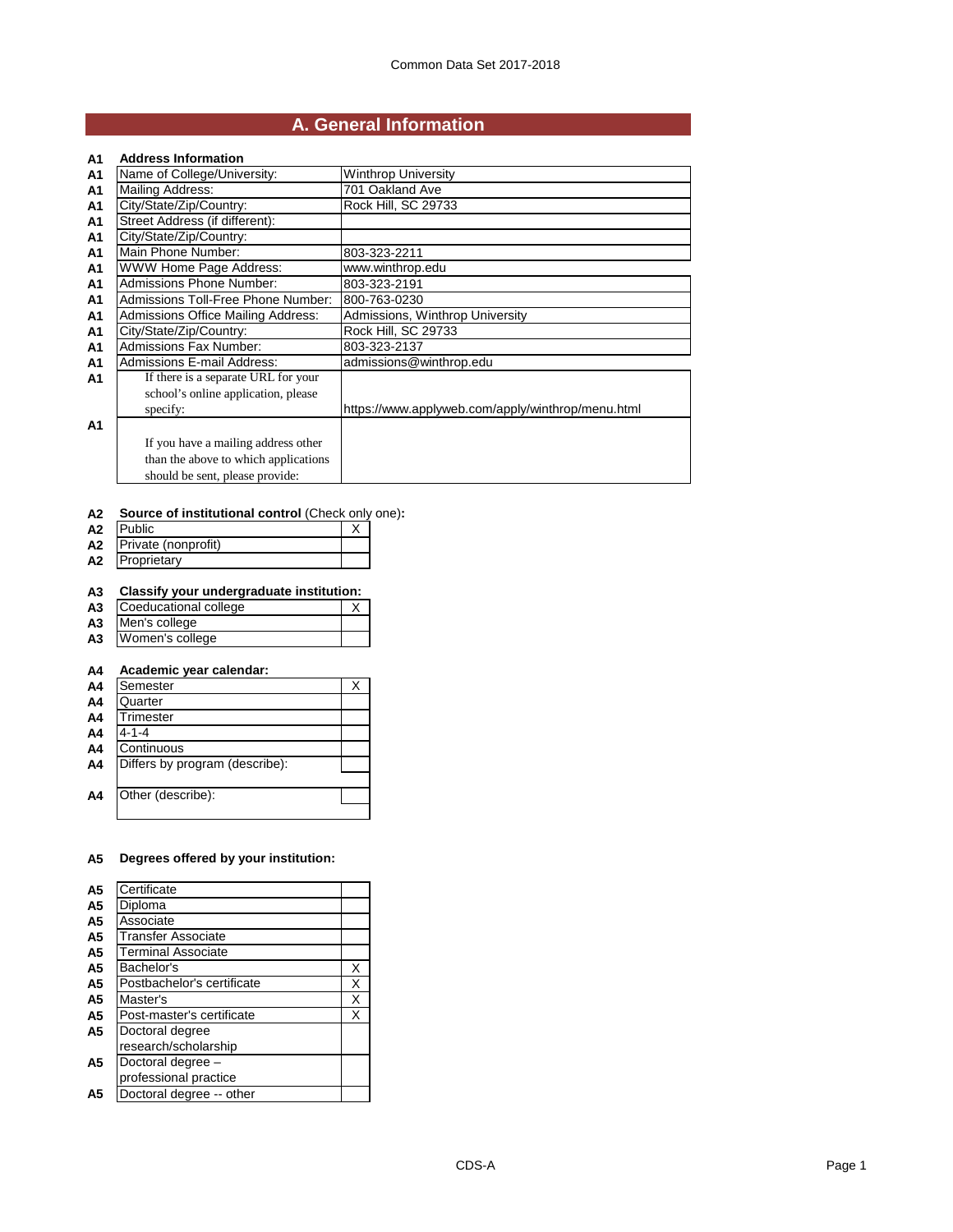Common Data Set 2017-2018

# A. General Information

**A1 Address Information**

| Item | Value |
|---|---|
| Name of College/University: | Winthrop University |
| Mailing Address: | 701 Oakland Ave |
| City/State/Zip/Country: | Rock Hill, SC 29733 |
| Street Address (if different): | |
| City/State/Zip/Country: | |
| Main Phone Number: | 803-323-2211 |
| WWW Home Page Address: | www.winthrop.edu |
| Admissions Phone Number: | 803-323-2191 |
| Admissions Toll-Free Phone Number: | 800-763-0230 |
| Admissions Office Mailing Address: | Admissions, Winthrop University |
| City/State/Zip/Country: | Rock Hill, SC 29733 |
| Admissions Fax Number: | 803-323-2137 |
| Admissions E-mail Address: | admissions@winthrop.edu |
| If there is a separate URL for your school's online application, please specify: | https://www.applyweb.com/apply/winthrop/menu.html |
| If you have a mailing address other than the above to which applications should be sent, please provide: | |

**A2 Source of institutional control** (Check only one)**:**

| Control | |
|---|---|
| Public | X |
| Private (nonprofit) | |
| Proprietary | |

**A3 Classify your undergraduate institution:**

| Type | |
|---|---|
| Coeducational college | X |
| Men's college | |
| Women's college | |

**A4 Academic year calendar:**

| Calendar | |
|---|---|
| Semester | X |
| Quarter | |
| Trimester | |
| 4-1-4 | |
| Continuous | |
| Differs by program (describe): | |
| Other (describe): | |

**A5 Degrees offered by your institution:**

| Degree | |
|---|---|
| Certificate | |
| Diploma | |
| Associate | |
| Transfer Associate | |
| Terminal Associate | |
| Bachelor's | X |
| Postbachelor's certificate | X |
| Master's | X |
| Post-master's certificate | X |
| Doctoral degree research/scholarship | |
| Doctoral degree – professional practice | |
| Doctoral degree -- other | |

CDS-A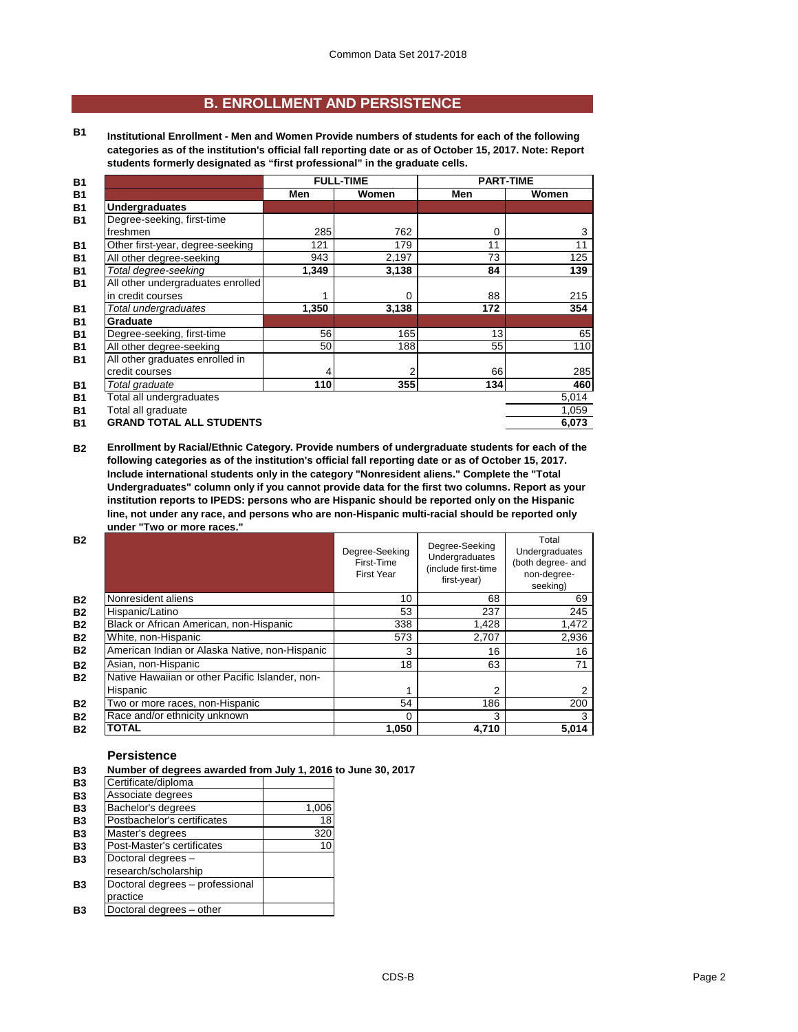## B. ENROLLMENT AND PERSISTENCE

**B1 Institutional Enrollment - Men and Women Provide numbers of students for each of the following categories as of the institution's official fall reporting date or as of October 15, 2017. Note: Report students formerly designated as "first professional" in the graduate cells.**

| | FULL-TIME | | PART-TIME | |
|---|---|---|---|---|
| | Men | Women | Men | Women |
| **Undergraduates** | | | | |
| Degree-seeking, first-time freshmen | 285 | 762 | 0 | 3 |
| Other first-year, degree-seeking | 121 | 179 | 11 | 11 |
| All other degree-seeking | 943 | 2,197 | 73 | 125 |
| *Total degree-seeking* | **1,349** | **3,138** | **84** | **139** |
| All other undergraduates enrolled in credit courses | 1 | 0 | 88 | 215 |
| *Total undergraduates* | **1,350** | **3,138** | **172** | **354** |
| **Graduate** | | | | |
| Degree-seeking, first-time | 56 | 165 | 13 | 65 |
| All other degree-seeking | 50 | 188 | 55 | 110 |
| All other graduates enrolled in credit courses | 4 | 2 | 66 | 285 |
| *Total graduate* | **110** | **355** | **134** | **460** |
| Total all undergraduates | | | | 5,014 |
| Total all graduate | | | | 1,059 |
| **GRAND TOTAL ALL STUDENTS** | | | | **6,073** |

**B2 Enrollment by Racial/Ethnic Category. Provide numbers of undergraduate students for each of the following categories as of the institution's official fall reporting date or as of October 15, 2017. Include international students only in the category "Nonresident aliens." Complete the "Total Undergraduates" column only if you cannot provide data for the first two columns. Report as your institution reports to IPEDS: persons who are Hispanic should be reported only on the Hispanic line, not under any race, and persons who are non-Hispanic multi-racial should be reported only under "Two or more races."**

| | Degree-Seeking First-Time First Year | Degree-Seeking Undergraduates (include first-time first-year) | Total Undergraduates (both degree- and non-degree-seeking) |
|---|---|---|---|
| Nonresident aliens | 10 | 68 | 69 |
| Hispanic/Latino | 53 | 237 | 245 |
| Black or African American, non-Hispanic | 338 | 1,428 | 1,472 |
| White, non-Hispanic | 573 | 2,707 | 2,936 |
| American Indian or Alaska Native, non-Hispanic | 3 | 16 | 16 |
| Asian, non-Hispanic | 18 | 63 | 71 |
| Native Hawaiian or other Pacific Islander, non-Hispanic | 1 | 2 | 2 |
| Two or more races, non-Hispanic | 54 | 186 | 200 |
| Race and/or ethnicity unknown | 0 | 3 | 3 |
| **TOTAL** | **1,050** | **4,710** | **5,014** |

### Persistence

**B3 Number of degrees awarded from July 1, 2016 to June 30, 2017**

| | |
|---|---|
| Certificate/diploma | |
| Associate degrees | |
| Bachelor's degrees | 1,006 |
| Postbachelor's certificates | 18 |
| Master's degrees | 320 |
| Post-Master's certificates | 10 |
| Doctoral degrees – research/scholarship | |
| Doctoral degrees – professional practice | |
| Doctoral degrees – other | |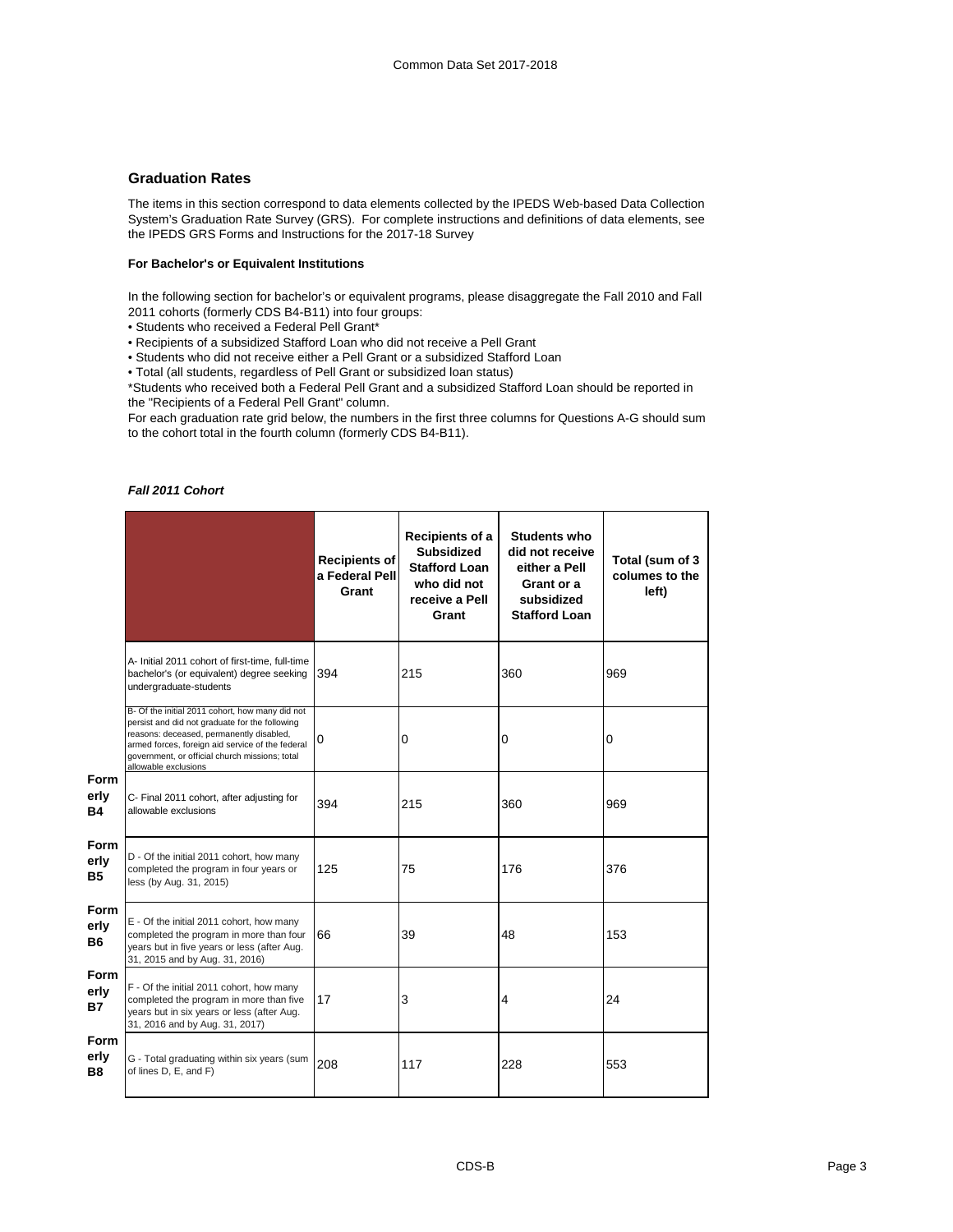## Graduation Rates

The items in this section correspond to data elements collected by the IPEDS Web-based Data Collection System's Graduation Rate Survey (GRS). For complete instructions and definitions of data elements, see the IPEDS GRS Forms and Instructions for the 2017-18 Survey

### For Bachelor's or Equivalent Institutions

In the following section for bachelor's or equivalent programs, please disaggregate the Fall 2010 and Fall 2011 cohorts (formerly CDS B4-B11) into four groups:

- Students who received a Federal Pell Grant*
- Recipients of a subsidized Stafford Loan who did not receive a Pell Grant
- Students who did not receive either a Pell Grant or a subsidized Stafford Loan
- Total (all students, regardless of Pell Grant or subsidized loan status)

*Students who received both a Federal Pell Grant and a subsidized Stafford Loan should be reported in the "Recipients of a Federal Pell Grant" column.

For each graduation rate grid below, the numbers in the first three columns for Questions A-G should sum to the cohort total in the fourth column (formerly CDS B4-B11).

***Fall 2011 Cohort***

| | | Recipients of a Federal Pell Grant | Recipients of a Subsidized Stafford Loan who did not receive a Pell Grant | Students who did not receive either a Pell Grant or a subsidized Stafford Loan | Total (sum of 3 columes to the left) |
|---|---|---|---|---|---|
| | A- Initial 2011 cohort of first-time, full-time bachelor's (or equivalent) degree seeking undergraduate-students | 394 | 215 | 360 | 969 |
| | B- Of the initial 2011 cohort, how many did not persist and did not graduate for the following reasons: deceased, permanently disabled, armed forces, foreign aid service of the federal government, or official church missions; total allowable exclusions | 0 | 0 | 0 | 0 |
| Formerly B4 | C- Final 2011 cohort, after adjusting for allowable exclusions | 394 | 215 | 360 | 969 |
| Formerly B5 | D - Of the initial 2011 cohort, how many completed the program in four years or less (by Aug. 31, 2015) | 125 | 75 | 176 | 376 |
| Formerly B6 | E - Of the initial 2011 cohort, how many completed the program in more than four years but in five years or less (after Aug. 31, 2015 and by Aug. 31, 2016) | 66 | 39 | 48 | 153 |
| Formerly B7 | F - Of the initial 2011 cohort, how many completed the program in more than five years but in six years or less (after Aug. 31, 2016 and by Aug. 31, 2017) | 17 | 3 | 4 | 24 |
| Formerly B8 | G - Total graduating within six years (sum of lines D, E, and F) | 208 | 117 | 228 | 553 |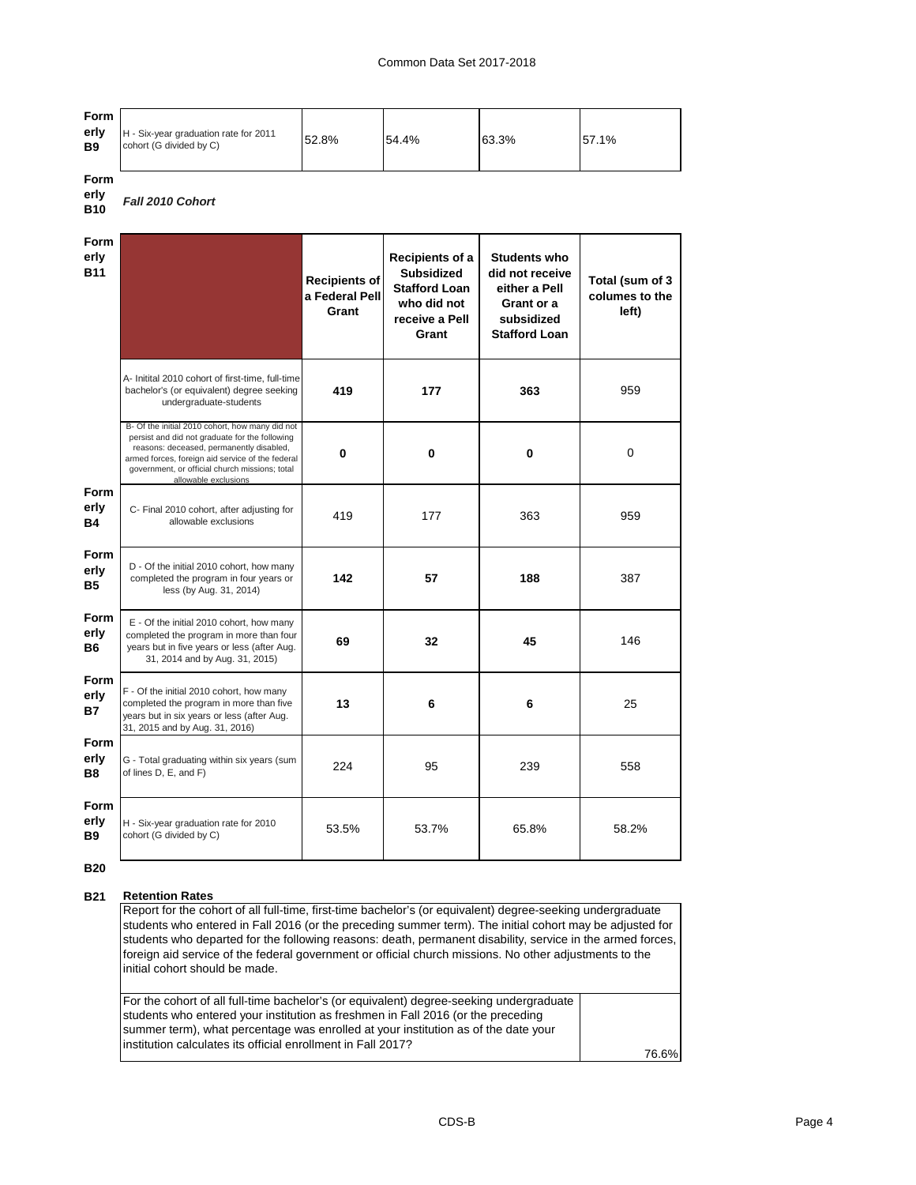| Formerly B9 | H - Six-year graduation rate for 2011 cohort (G divided by C) | 52.8% | 54.4% | 63.3% | 57.1% |
|---|---|---|---|---|---|

Formerly B10 *Fall 2010 Cohort*

| Formerly B11 | | Recipients of a Federal Pell Grant | Recipients of a Subsidized Stafford Loan who did not receive a Pell Grant | Students who did not receive either a Pell Grant or a subsidized Stafford Loan | Total (sum of 3 columes to the left) |
|---|---|---|---|---|---|
| | A- Initital 2010 cohort of first-time, full-time bachelor's (or equivalent) degree seeking undergraduate-students | **419** | **177** | **363** | 959 |
| | B- Of the initial 2010 cohort, how many did not persist and did not graduate for the following reasons: deceased, permanently disabled, armed forces, foreign aid service of the federal government, or official church missions; total allowable exclusions | **0** | **0** | **0** | 0 |
| Formerly B4 | C- Final 2010 cohort, after adjusting for allowable exclusions | 419 | 177 | 363 | 959 |
| Formerly B5 | D - Of the initial 2010 cohort, how many completed the program in four years or less (by Aug. 31, 2014) | **142** | **57** | **188** | 387 |
| Formerly B6 | E - Of the initial 2010 cohort, how many completed the program in more than four years but in five years or less (after Aug. 31, 2014 and by Aug. 31, 2015) | **69** | **32** | **45** | 146 |
| Formerly B7 | F - Of the initial 2010 cohort, how many completed the program in more than five years but in six years or less (after Aug. 31, 2015 and by Aug. 31, 2016) | **13** | **6** | **6** | 25 |
| Formerly B8 | G - Total graduating within six years (sum of lines D, E, and F) | 224 | 95 | 239 | 558 |
| Formerly B9 | H - Six-year graduation rate for 2010 cohort (G divided by C) | 53.5% | 53.7% | 65.8% | 58.2% |

**B20**

**B21 Retention Rates**

Report for the cohort of all full-time, first-time bachelor's (or equivalent) degree-seeking undergraduate students who entered in Fall 2016 (or the preceding summer term). The initial cohort may be adjusted for students who departed for the following reasons: death, permanent disability, service in the armed forces, foreign aid service of the federal government or official church missions. No other adjustments to the initial cohort should be made.

| For the cohort of all full-time bachelor's (or equivalent) degree-seeking undergraduate students who entered your institution as freshmen in Fall 2016 (or the preceding summer term), what percentage was enrolled at your institution as of the date your institution calculates its official enrollment in Fall 2017? | 76.6% |
|---|---|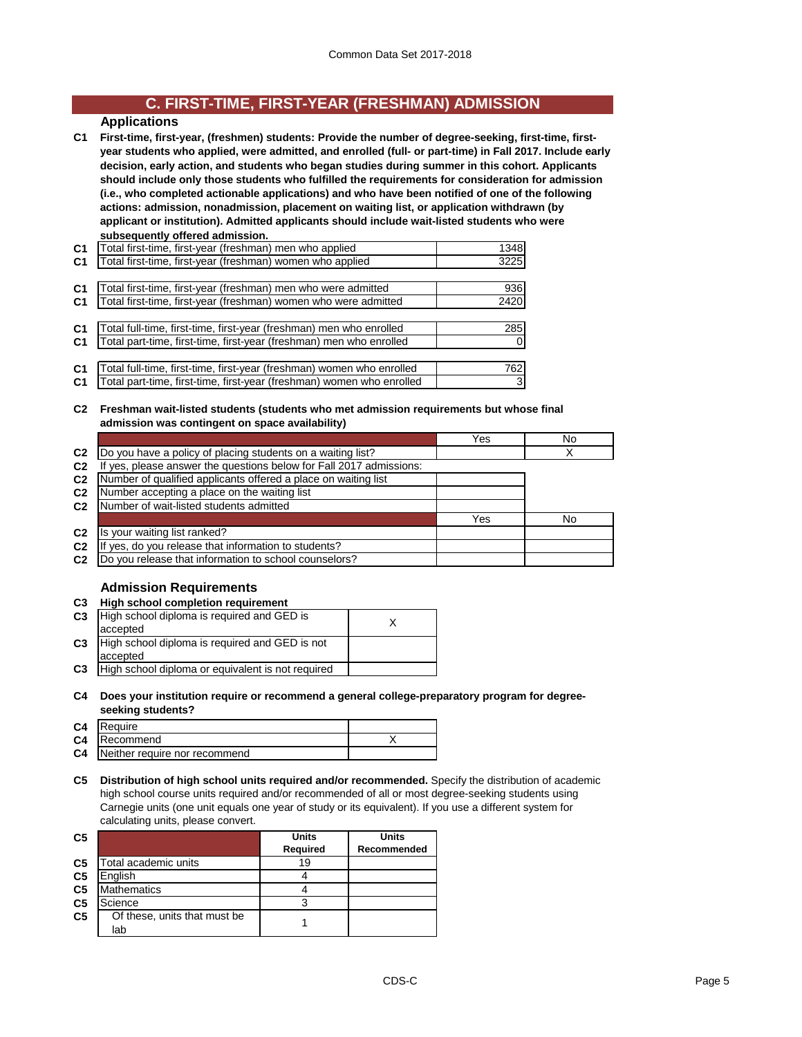## C. FIRST-TIME, FIRST-YEAR (FRESHMAN) ADMISSION

### Applications

**C1 First-time, first-year, (freshmen) students: Provide the number of degree-seeking, first-time, first-year students who applied, were admitted, and enrolled (full- or part-time) in Fall 2017. Include early decision, early action, and students who began studies during summer in this cohort. Applicants should include only those students who fulfilled the requirements for consideration for admission (i.e., who completed actionable applications) and who have been notified of one of the following actions: admission, nonadmission, placement on waiting list, or application withdrawn (by applicant or institution). Admitted applicants should include wait-listed students who were subsequently offered admission.**

| | | |
|---|---|---|
| C1 | Total first-time, first-year (freshman) men who applied | 1348 |
| C1 | Total first-time, first-year (freshman) women who applied | 3225 |
| C1 | Total first-time, first-year (freshman) men who were admitted | 936 |
| C1 | Total first-time, first-year (freshman) women who were admitted | 2420 |
| C1 | Total full-time, first-time, first-year (freshman) men who enrolled | 285 |
| C1 | Total part-time, first-time, first-year (freshman) men who enrolled | 0 |
| C1 | Total full-time, first-time, first-year (freshman) women who enrolled | 762 |
| C1 | Total part-time, first-time, first-year (freshman) women who enrolled | 3 |

**C2 Freshman wait-listed students (students who met admission requirements but whose final admission was contingent on space availability)**

| | | Yes | No |
|---|---|---|---|
| C2 | Do you have a policy of placing students on a waiting list? | | X |
| C2 | If yes, please answer the questions below for Fall 2017 admissions: | | |
| C2 | Number of qualified applicants offered a place on waiting list | | |
| C2 | Number accepting a place on the waiting list | | |
| C2 | Number of wait-listed students admitted | | |
| | | Yes | No |
| C2 | Is your waiting list ranked? | | |
| C2 | If yes, do you release that information to students? | | |
| C2 | Do you release that information to school counselors? | | |

### Admission Requirements

**C3 High school completion requirement**

| | | |
|---|---|---|
| C3 | High school diploma is required and GED is accepted | X |
| C3 | High school diploma is required and GED is not accepted | |
| C3 | High school diploma or equivalent is not required | |

**C4 Does your institution require or recommend a general college-preparatory program for degree-seeking students?**

| | | |
|---|---|---|
| C4 | Require | |
| C4 | Recommend | X |
| C4 | Neither require nor recommend | |

**C5 Distribution of high school units required and/or recommended.** Specify the distribution of academic high school course units required and/or recommended of all or most degree-seeking students using Carnegie units (one unit equals one year of study or its equivalent). If you use a different system for calculating units, please convert.

| C5 | | Units Required | Units Recommended |
|---|---|---|---|
| C5 | Total academic units | 19 | |
| C5 | English | 4 | |
| C5 | Mathematics | 4 | |
| C5 | Science | 3 | |
| C5 | Of these, units that must be lab | 1 | |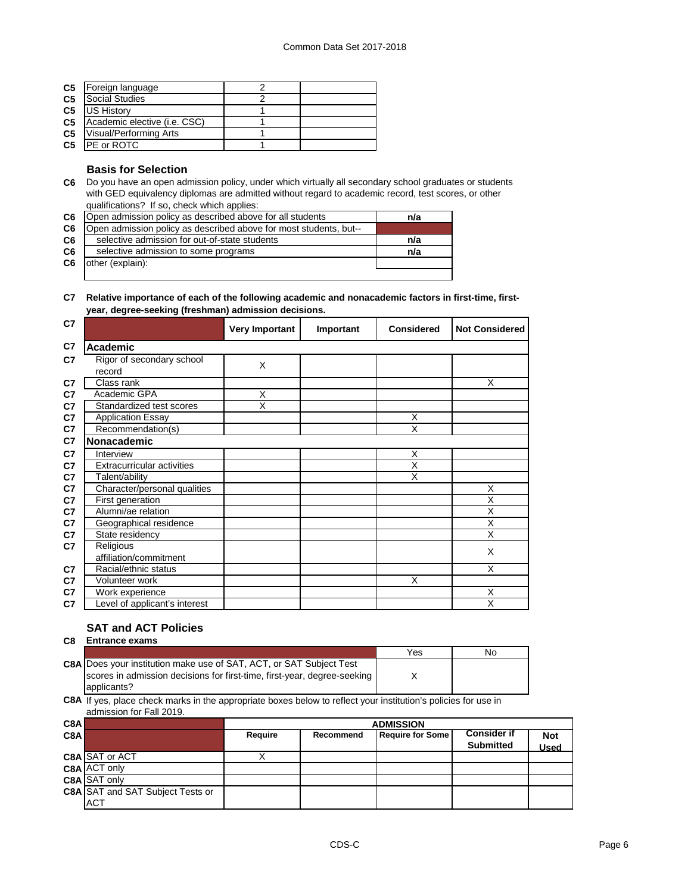| | | | |
|---|---|---|---|
| C5 | Foreign language | 2 | |
| C5 | Social Studies | 2 | |
| C5 | US History | 1 | |
| C5 | Academic elective (i.e. CSC) | 1 | |
| C5 | Visual/Performing Arts | 1 | |
| C5 | PE or ROTC | 1 | |

### Basis for Selection

**C6** Do you have an open admission policy, under which virtually all secondary school graduates or students with GED equivalency diplomas are admitted without regard to academic record, test scores, or other qualifications? If so, check which applies:

| | | |
|---|---|---|
| C6 | Open admission policy as described above for all students | n/a |
| C6 | Open admission policy as described above for most students, but-- | |
| C6 | selective admission for out-of-state students | n/a |
| C6 | selective admission to some programs | n/a |
| C6 | other (explain): | |

**C7 Relative importance of each of the following academic and nonacademic factors in first-time, first-year, degree-seeking (freshman) admission decisions.**

| C7 | | Very Important | Important | Considered | Not Considered |
|---|---|---|---|---|---|
| C7 | **Academic** | | | | |
| C7 | Rigor of secondary school record | X | | | |
| C7 | Class rank | | | | X |
| C7 | Academic GPA | X | | | |
| C7 | Standardized test scores | X | | | |
| C7 | Application Essay | | | X | |
| C7 | Recommendation(s) | | | X | |
| C7 | **Nonacademic** | | | | |
| C7 | Interview | | | X | |
| C7 | Extracurricular activities | | | X | |
| C7 | Talent/ability | | | X | |
| C7 | Character/personal qualities | | | | X |
| C7 | First generation | | | | X |
| C7 | Alumni/ae relation | | | | X |
| C7 | Geographical residence | | | | X |
| C7 | State residency | | | | X |
| C7 | Religious affiliation/commitment | | | | X |
| C7 | Racial/ethnic status | | | | X |
| C7 | Volunteer work | | | X | |
| C7 | Work experience | | | | X |
| C7 | Level of applicant's interest | | | | X |

### SAT and ACT Policies

**C8 Entrance exams**

| | | Yes | No |
|---|---|---|---|
| C8A | Does your institution make use of SAT, ACT, or SAT Subject Test scores in admission decisions for first-time, first-year, degree-seeking applicants? | X | |

**C8A** If yes, place check marks in the appropriate boxes below to reflect your institution's policies for use in admission for Fall 2019.

| C8A | | ADMISSION | | | | |
|---|---|---|---|---|---|---|
| C8A | | Require | Recommend | Require for Some | Consider if Submitted | Not Used |
| C8A | SAT or ACT | X | | | | |
| C8A | ACT only | | | | | |
| C8A | SAT only | | | | | |
| C8A | SAT and SAT Subject Tests or ACT | | | | | |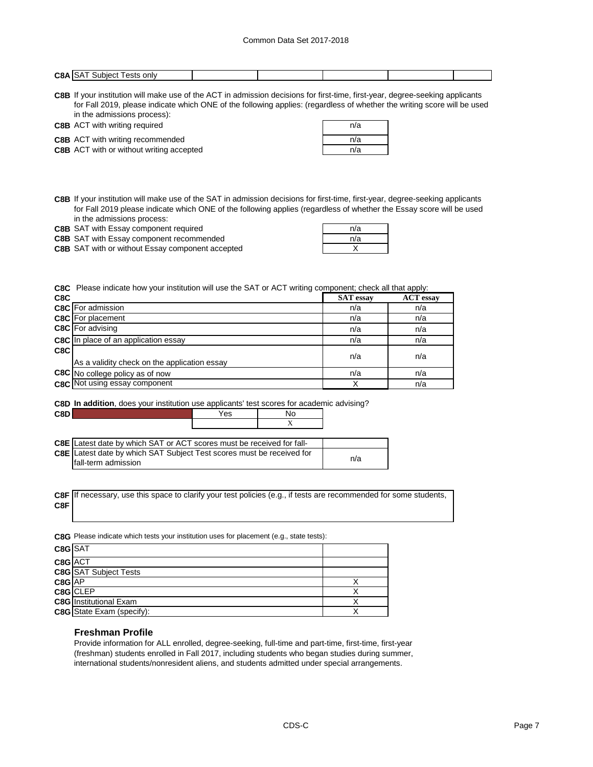| C8A | SAT Subject Tests only | | | | | |
|---|---|---|---|---|---|---|

**C8B** If your institution will make use of the ACT in admission decisions for first-time, first-year, degree-seeking applicants for Fall 2019, please indicate which ONE of the following applies: (regardless of whether the writing score will be used in the admissions process):

| | | |
|---|---|---|
| C8B | ACT with writing required | n/a |
| C8B | ACT with writing recommended | n/a |
| C8B | ACT with or without writing accepted | n/a |

**C8B** If your institution will make use of the SAT in admission decisions for first-time, first-year, degree-seeking applicants for Fall 2019 please indicate which ONE of the following applies (regardless of whether the Essay score will be used in the admissions process:

| | | |
|---|---|---|
| C8B | SAT with Essay component required | n/a |
| C8B | SAT with Essay component recommended | n/a |
| C8B | SAT with or without Essay component accepted | X |

**C8C** Please indicate how your institution will use the SAT or ACT writing component; check all that apply:

| C8C | | SAT essay | ACT essay |
|---|---|---|---|
| C8C | For admission | n/a | n/a |
| C8C | For placement | n/a | n/a |
| C8C | For advising | n/a | n/a |
| C8C | In place of an application essay | n/a | n/a |
| C8C | As a validity check on the application essay | n/a | n/a |
| C8C | No college policy as of now | n/a | n/a |
| C8C | Not using essay component | X | n/a |

**C8D** **In addition**, does your institution use applicants' test scores for academic advising?

| C8D | | Yes | No |
|---|---|---|---|
| | | | X |

| | | |
|---|---|---|
| C8E | Latest date by which SAT or ACT scores must be received for fall- | |
| C8E | Latest date by which SAT Subject Test scores must be received for fall-term admission | n/a |

| | |
|---|---|
| C8F | If necessary, use this space to clarify your test policies (e.g., if tests are recommended for some students, |
| C8F | |

**C8G** Please indicate which tests your institution uses for placement (e.g., state tests):

| | | |
|---|---|---|
| C8G | SAT | |
| C8G | ACT | |
| C8G | SAT Subject Tests | |
| C8G | AP | X |
| C8G | CLEP | X |
| C8G | Institutional Exam | X |
| C8G | State Exam (specify): | X |

### Freshman Profile

Provide information for ALL enrolled, degree-seeking, full-time and part-time, first-time, first-year (freshman) students enrolled in Fall 2017, including students who began studies during summer, international students/nonresident aliens, and students admitted under special arrangements.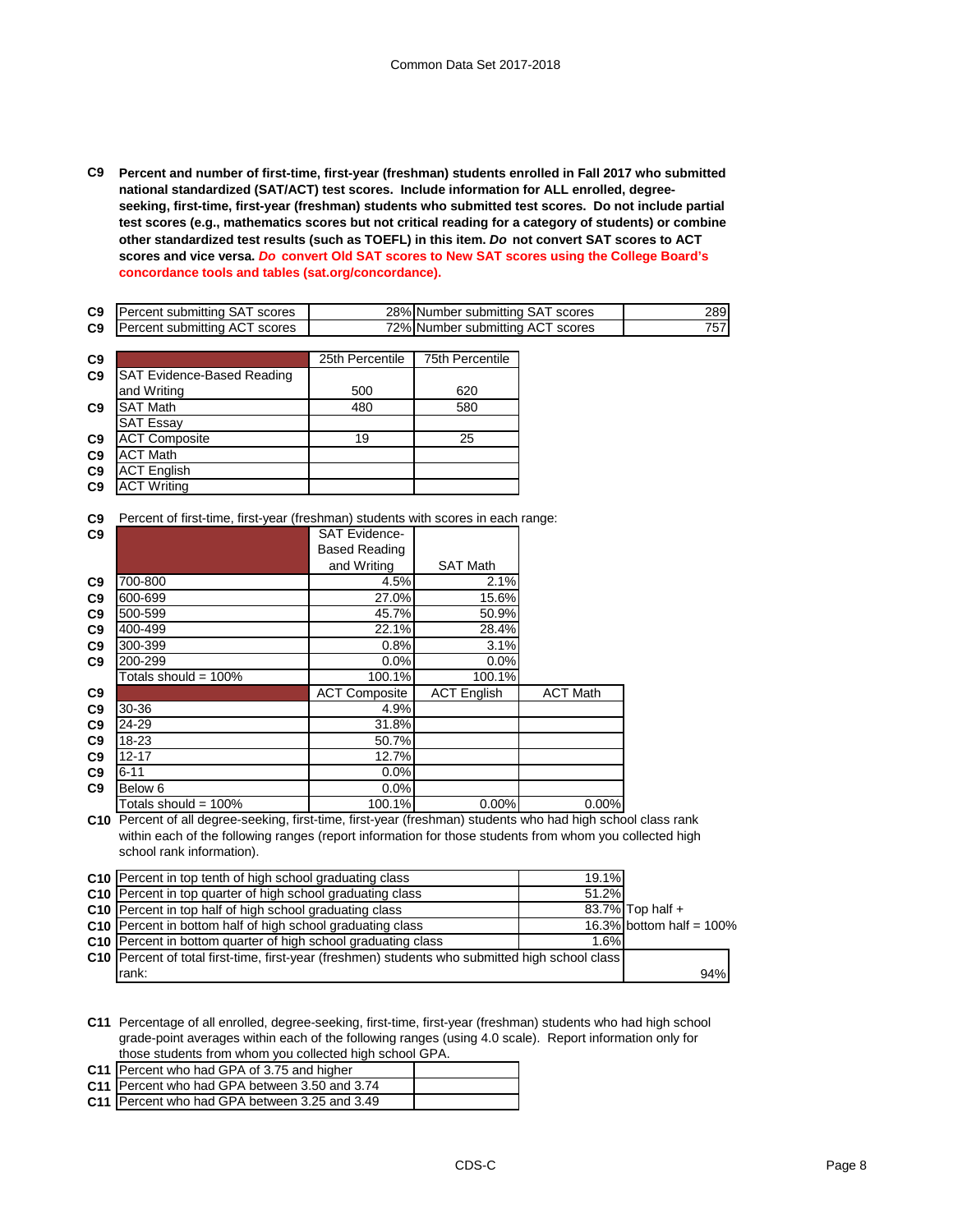**C9** **Percent and number of first-time, first-year (freshman) students enrolled in Fall 2017 who submitted national standardized (SAT/ACT) test scores. Include information for ALL enrolled, degree-seeking, first-time, first-year (freshman) students who submitted test scores. Do not include partial test scores (e.g., mathematics scores but not critical reading for a category of students) or combine other standardized test results (such as TOEFL) in this item. *Do* not convert SAT scores to ACT scores and vice versa. *Do* convert Old SAT scores to New SAT scores using the College Board's concordance tools and tables (sat.org/concordance).**

| | | | | |
|---|---|---|---|---|
| C9 | Percent submitting SAT scores | 28% | Number submitting SAT scores | 289 |
| C9 | Percent submitting ACT scores | 72% | Number submitting ACT scores | 757 |

| | | 25th Percentile | 75th Percentile |
|---|---|---|---|
| C9 | SAT Evidence-Based Reading and Writing | 500 | 620 |
| C9 | SAT Math | 480 | 580 |
| | SAT Essay | | |
| C9 | ACT Composite | 19 | 25 |
| C9 | ACT Math | | |
| C9 | ACT English | | |
| C9 | ACT Writing | | |

**C9** Percent of first-time, first-year (freshman) students with scores in each range:

| | | SAT Evidence-Based Reading and Writing | SAT Math |
|---|---|---|---|
| C9 | 700-800 | 4.5% | 2.1% |
| C9 | 600-699 | 27.0% | 15.6% |
| C9 | 500-599 | 45.7% | 50.9% |
| C9 | 400-499 | 22.1% | 28.4% |
| C9 | 300-399 | 0.8% | 3.1% |
| C9 | 200-299 | 0.0% | 0.0% |
| | Totals should = 100% | 100.1% | 100.1% |

| | | ACT Composite | ACT English | ACT Math |
|---|---|---|---|---|
| C9 | 30-36 | 4.9% | | |
| C9 | 24-29 | 31.8% | | |
| C9 | 18-23 | 50.7% | | |
| C9 | 12-17 | 12.7% | | |
| C9 | 6-11 | 0.0% | | |
| C9 | Below 6 | 0.0% | | |
| | Totals should = 100% | 100.1% | 0.00% | 0.00% |

**C10** Percent of all degree-seeking, first-time, first-year (freshman) students who had high school class rank within each of the following ranges (report information for those students from whom you collected high school rank information).

| | | | |
|---|---|---|---|
| C10 | Percent in top tenth of high school graduating class | 19.1% | |
| C10 | Percent in top quarter of high school graduating class | 51.2% | |
| C10 | Percent in top half of high school graduating class | 83.7% | Top half + |
| C10 | Percent in bottom half of high school graduating class | 16.3% | bottom half = 100% |
| C10 | Percent in bottom quarter of high school graduating class | 1.6% | |
| C10 | Percent of total first-time, first-year (freshmen) students who submitted high school class rank: | 94% | |

**C11** Percentage of all enrolled, degree-seeking, first-time, first-year (freshman) students who had high school grade-point averages within each of the following ranges (using 4.0 scale). Report information only for those students from whom you collected high school GPA.

| | | |
|---|---|---|
| C11 | Percent who had GPA of 3.75 and higher | |
| C11 | Percent who had GPA between 3.50 and 3.74 | |
| C11 | Percent who had GPA between 3.25 and 3.49 | |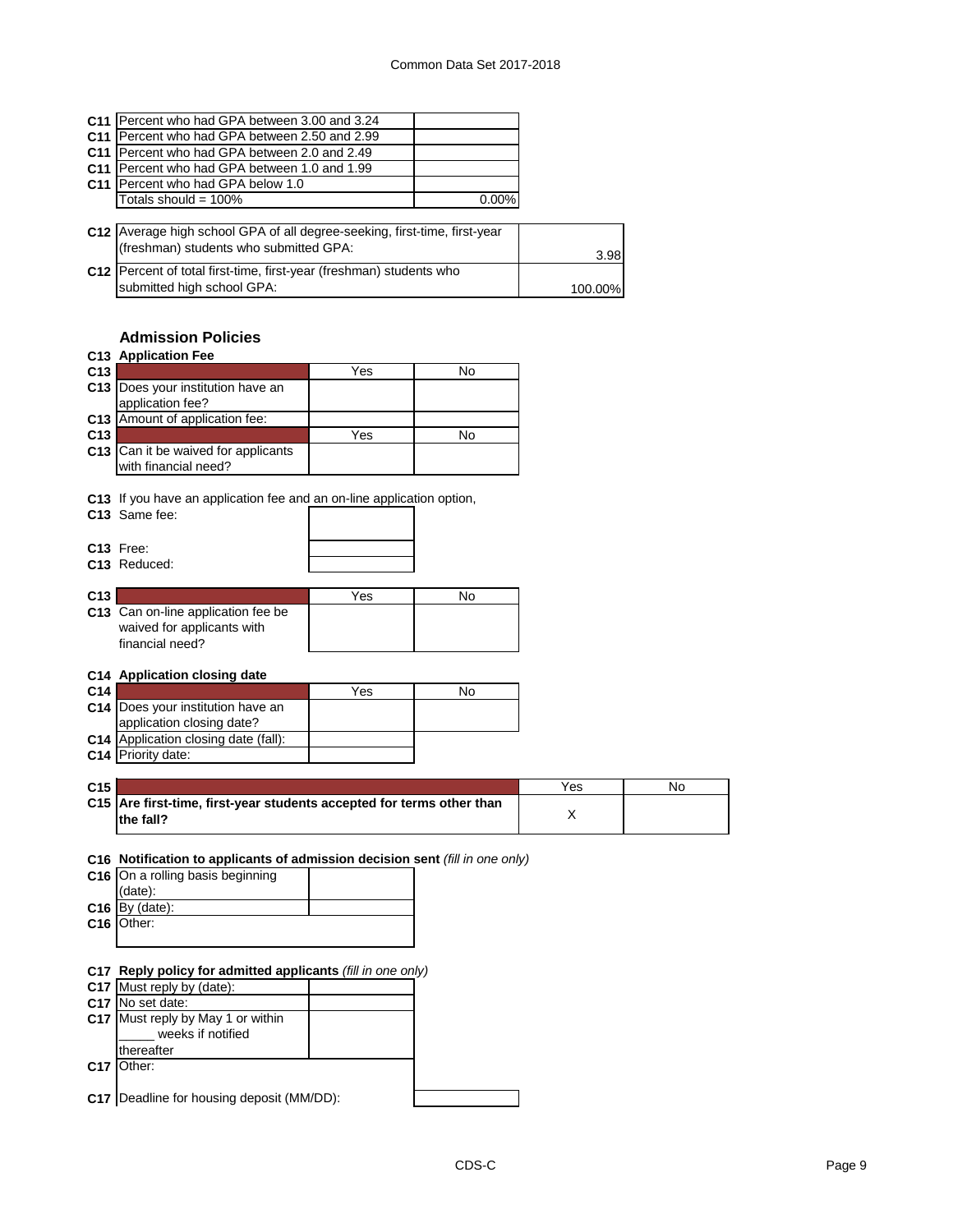| | | |
|---|---|---|
| C11 | Percent who had GPA between 3.00 and 3.24 | |
| C11 | Percent who had GPA between 2.50 and 2.99 | |
| C11 | Percent who had GPA between 2.0 and 2.49 | |
| C11 | Percent who had GPA between 1.0 and 1.99 | |
| C11 | Percent who had GPA below 1.0 | |
| | Totals should = 100% | 0.00% |

| | | |
|---|---|---|
| C12 | Average high school GPA of all degree-seeking, first-time, first-year (freshman) students who submitted GPA: | 3.98 |
| C12 | Percent of total first-time, first-year (freshman) students who submitted high school GPA: | 100.00% |

## Admission Policies

**C13 Application Fee**

| | | Yes | No |
|---|---|---|---|
| C13 | Does your institution have an application fee? | | |
| C13 | Amount of application fee: | | |

| | | Yes | No |
|---|---|---|---|
| C13 | Can it be waived for applicants with financial need? | | |

C13 If you have an application fee and an on-line application option,

| | | |
|---|---|---|
| C13 | Same fee: | |
| C13 | Free: | |
| C13 | Reduced: | |

| | | Yes | No |
|---|---|---|---|
| C13 | Can on-line application fee be waived for applicants with financial need? | | |

**C14 Application closing date**

| | | Yes | No |
|---|---|---|---|
| C14 | Does your institution have an application closing date? | | |
| C14 | Application closing date (fall): | | |
| C14 | Priority date: | | |

| | | Yes | No |
|---|---|---|---|
| C15 | **Are first-time, first-year students accepted for terms other than the fall?** | X | |

**C16 Notification to applicants of admission decision sent** *(fill in one only)*

| | | |
|---|---|---|
| C16 | On a rolling basis beginning (date): | |
| C16 | By (date): | |
| C16 | Other: | |

**C17 Reply policy for admitted applicants** *(fill in one only)*

| | | |
|---|---|---|
| C17 | Must reply by (date): | |
| C17 | No set date: | |
| C17 | Must reply by May 1 or within _____ weeks if notified thereafter | |
| C17 | Other: | |
| C17 | Deadline for housing deposit (MM/DD): | |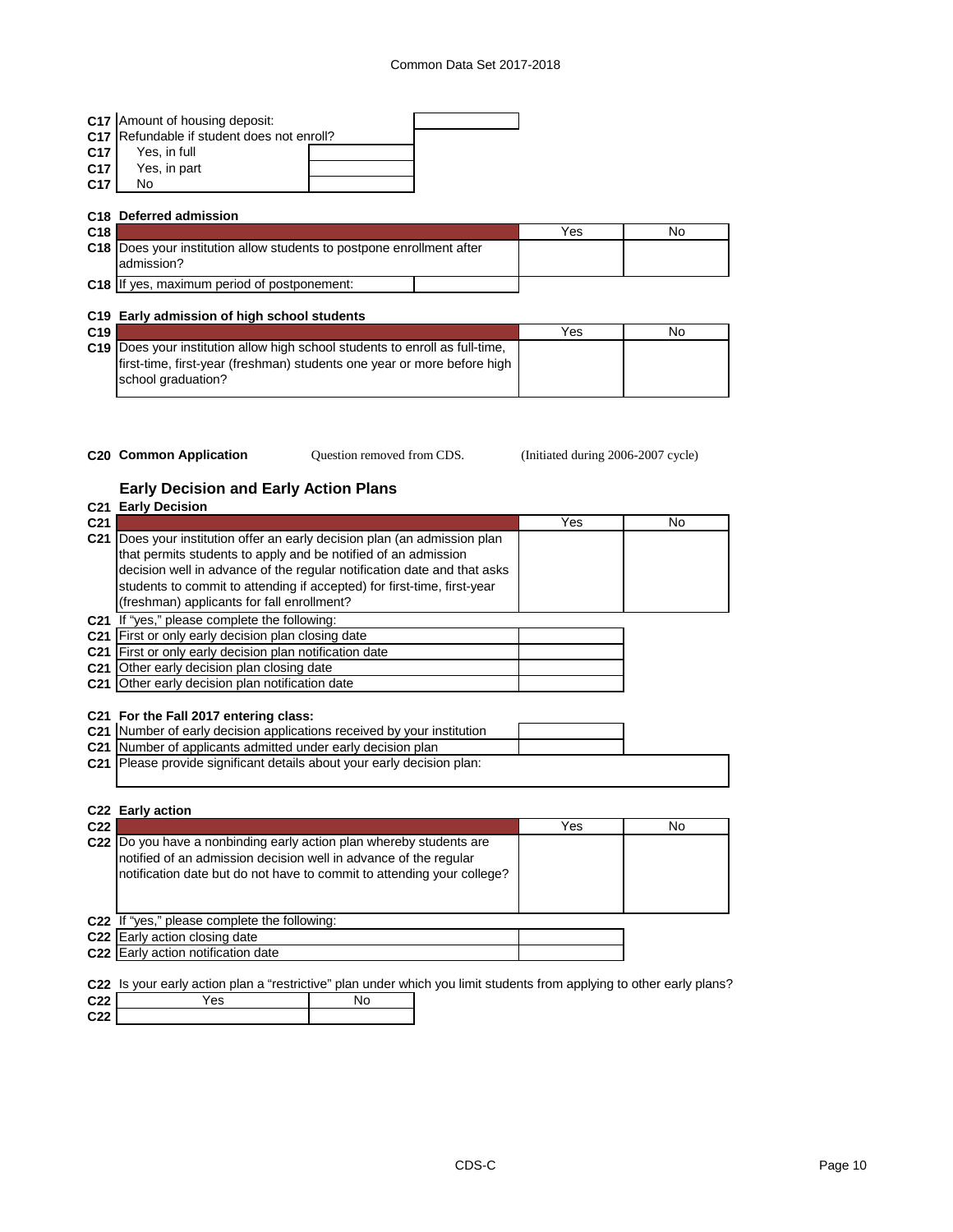| | | |
|---|---|---|
| C17 | Amount of housing deposit: | |
| C17 | Refundable if student does not enroll? | |
| C17 | Yes, in full | |
| C17 | Yes, in part | |
| C17 | No | |

**C18 Deferred admission**

| | | Yes | No |
|---|---|---|---|
| C18 | Does your institution allow students to postpone enrollment after admission? | | |
| C18 | If yes, maximum period of postponement: | | |

**C19 Early admission of high school students**

| | | Yes | No |
|---|---|---|---|
| C19 | Does your institution allow high school students to enroll as full-time, first-time, first-year (freshman) students one year or more before high school graduation? | | |

**C20 Common Application** Question removed from CDS. (Initiated during 2006-2007 cycle)

## Early Decision and Early Action Plans

**C21 Early Decision**

| | | Yes | No |
|---|---|---|---|
| C21 | Does your institution offer an early decision plan (an admission plan that permits students to apply and be notified of an admission decision well in advance of the regular notification date and that asks students to commit to attending if accepted) for first-time, first-year (freshman) applicants for fall enrollment? | | |
| C21 | If "yes," please complete the following: | | |
| C21 | First or only early decision plan closing date | | |
| C21 | First or only early decision plan notification date | | |
| C21 | Other early decision plan closing date | | |
| C21 | Other early decision plan notification date | | |

**C21 For the Fall 2017 entering class:**

| | | |
|---|---|---|
| C21 | Number of early decision applications received by your institution | |
| C21 | Number of applicants admitted under early decision plan | |
| C21 | Please provide significant details about your early decision plan: | |

**C22 Early action**

| | | Yes | No |
|---|---|---|---|
| C22 | Do you have a nonbinding early action plan whereby students are notified of an admission decision well in advance of the regular notification date but do not have to commit to attending your college? | | |
| C22 | If "yes," please complete the following: | | |
| C22 | Early action closing date | | |
| C22 | Early action notification date | | |

C22 Is your early action plan a "restrictive" plan under which you limit students from applying to other early plans?

| | Yes | No |
|---|---|---|
| C22 | | |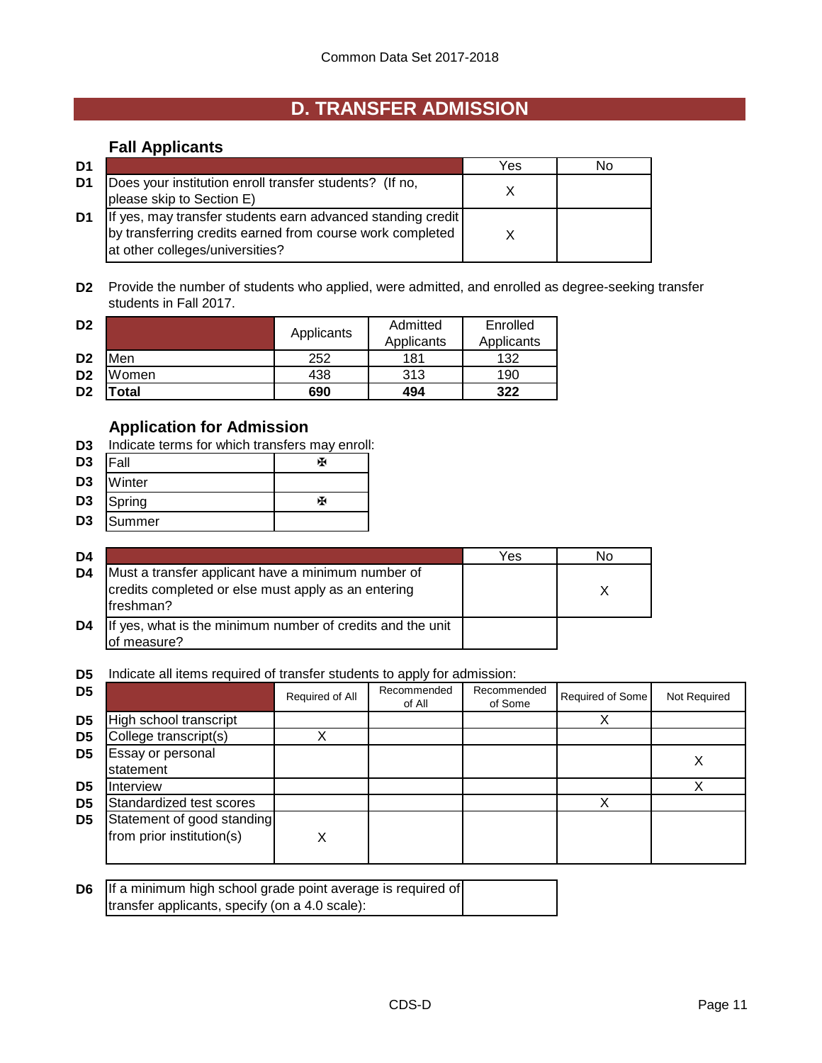Common Data Set 2017-2018

# D. TRANSFER ADMISSION

## Fall Applicants

| D1 | | Yes | No |
|---|---|---|---|
| D1 | Does your institution enroll transfer students? (If no, please skip to Section E) | X | |
| D1 | If yes, may transfer students earn advanced standing credit by transferring credits earned from course work completed at other colleges/universities? | X | |

**D2** Provide the number of students who applied, were admitted, and enrolled as degree-seeking transfer students in Fall 2017.

| D2 | | Applicants | Admitted Applicants | Enrolled Applicants |
|---|---|---|---|---|
| D2 | Men | 252 | 181 | 132 |
| D2 | Women | 438 | 313 | 190 |
| D2 | **Total** | **690** | **494** | **322** |

## Application for Admission

**D3** Indicate terms for which transfers may enroll:

| D3 | Term | |
|---|---|---|
| D3 | Fall | ✠ |
| D3 | Winter | |
| D3 | Spring | ✠ |
| D3 | Summer | |

| D4 | | Yes | No |
|---|---|---|---|
| D4 | Must a transfer applicant have a minimum number of credits completed or else must apply as an entering freshman? | | X |
| D4 | If yes, what is the minimum number of credits and the unit of measure? | | |

**D5** Indicate all items required of transfer students to apply for admission:

| D5 | | Required of All | Recommended of All | Recommended of Some | Required of Some | Not Required |
|---|---|---|---|---|---|---|
| D5 | High school transcript | | | | X | |
| D5 | College transcript(s) | X | | | | |
| D5 | Essay or personal statement | | | | | X |
| D5 | Interview | | | | | X |
| D5 | Standardized test scores | | | | X | |
| D5 | Statement of good standing from prior institution(s) | X | | | | |

| D6 | | |
|---|---|---|
| D6 | If a minimum high school grade point average is required of transfer applicants, specify (on a 4.0 scale): | |

CDS-D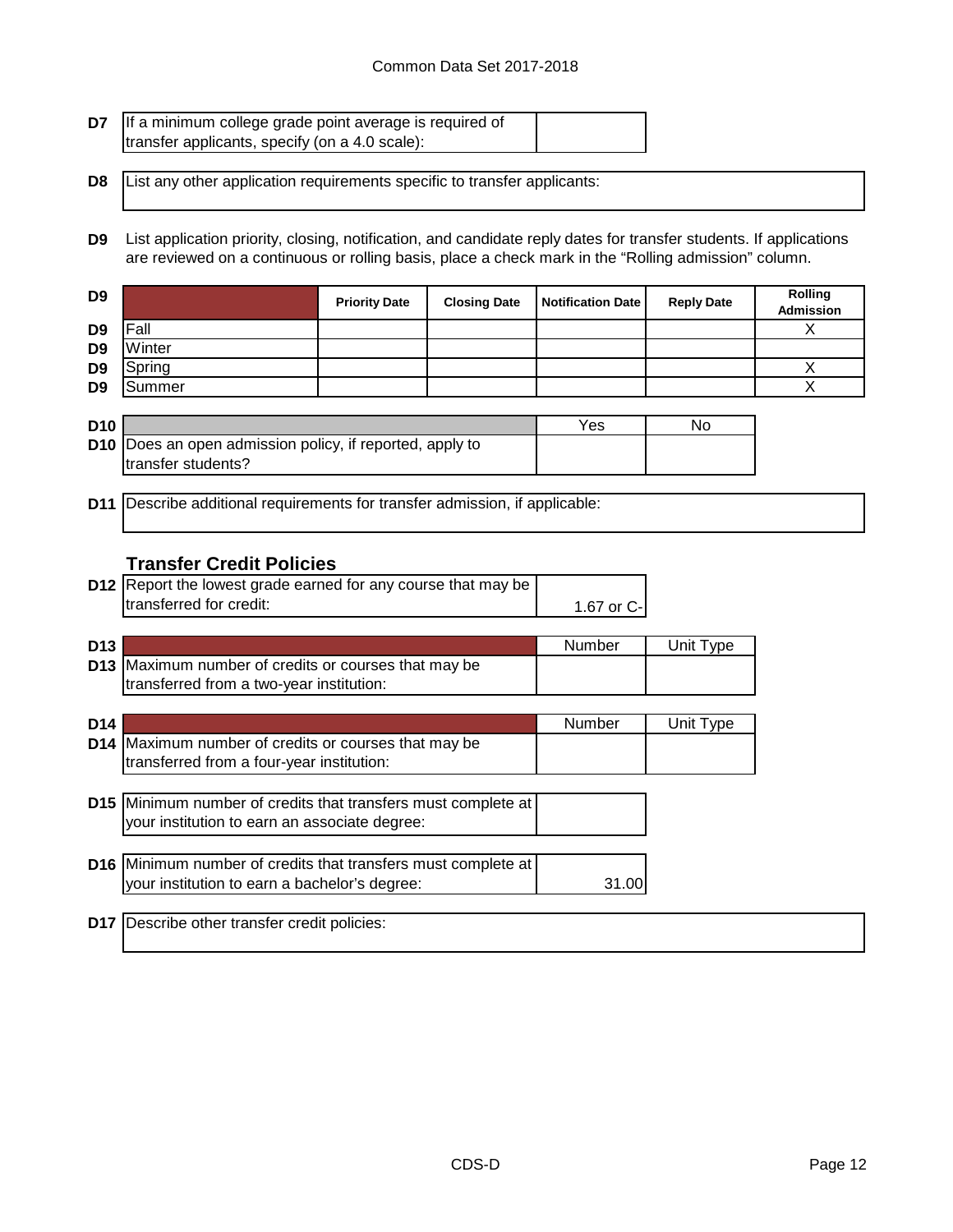| D7 | If a minimum college grade point average is required of transfer applicants, specify (on a 4.0 scale): | |
|---|---|---|

| D8 | List any other application requirements specific to transfer applicants: |
|---|---|

**D9** List application priority, closing, notification, and candidate reply dates for transfer students. If applications are reviewed on a continuous or rolling basis, place a check mark in the "Rolling admission" column.

| D9 | | Priority Date | Closing Date | Notification Date | Reply Date | Rolling Admission |
|---|---|---|---|---|---|---|
| D9 | Fall | | | | | X |
| D9 | Winter | | | | | |
| D9 | Spring | | | | | X |
| D9 | Summer | | | | | X |

| D10 | | Yes | No |
|---|---|---|---|
| D10 | Does an open admission policy, if reported, apply to transfer students? | | |

| D11 | Describe additional requirements for transfer admission, if applicable: |
|---|---|

### Transfer Credit Policies

| D12 | Report the lowest grade earned for any course that may be transferred for credit: | 1.67 or C- |
|---|---|---|

| D13 | | Number | Unit Type |
|---|---|---|---|
| D13 | Maximum number of credits or courses that may be transferred from a two-year institution: | | |

| D14 | | Number | Unit Type |
|---|---|---|---|
| D14 | Maximum number of credits or courses that may be transferred from a four-year institution: | | |

| D15 | Minimum number of credits that transfers must complete at your institution to earn an associate degree: | |
|---|---|---|

| D16 | Minimum number of credits that transfers must complete at your institution to earn a bachelor's degree: | 31.00 |
|---|---|---|

| D17 | Describe other transfer credit policies: |
|---|---|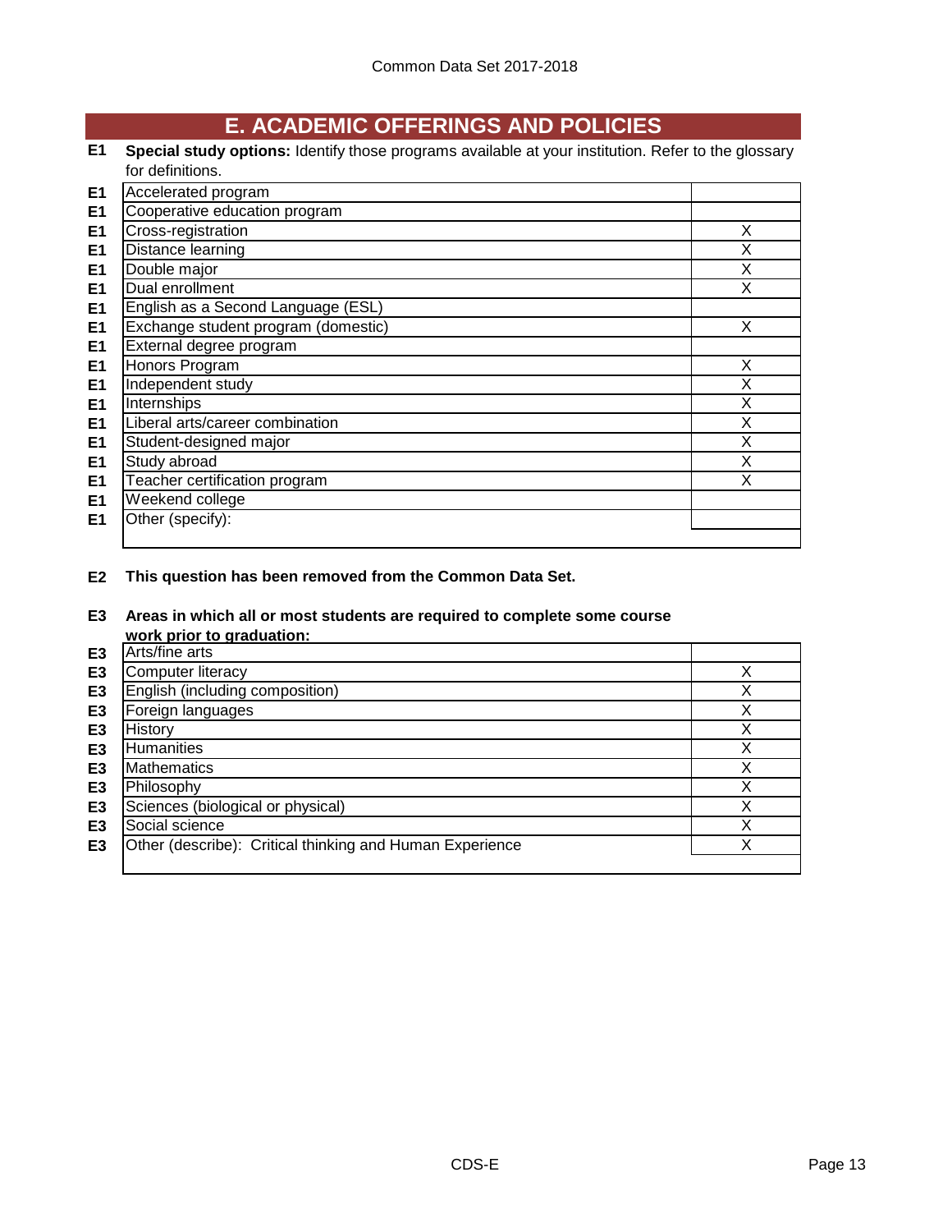## E. ACADEMIC OFFERINGS AND POLICIES

**E1** **Special study options:** Identify those programs available at your institution. Refer to the glossary for definitions.

| | | |
|---|---|---|
| E1 | Accelerated program | |
| E1 | Cooperative education program | |
| E1 | Cross-registration | X |
| E1 | Distance learning | X |
| E1 | Double major | X |
| E1 | Dual enrollment | X |
| E1 | English as a Second Language (ESL) | |
| E1 | Exchange student program (domestic) | X |
| E1 | External degree program | |
| E1 | Honors Program | X |
| E1 | Independent study | X |
| E1 | Internships | X |
| E1 | Liberal arts/career combination | X |
| E1 | Student-designed major | X |
| E1 | Study abroad | X |
| E1 | Teacher certification program | X |
| E1 | Weekend college | |
| E1 | Other (specify): | |

**E2** **This question has been removed from the Common Data Set.**

**E3** **Areas in which all or most students are required to complete some course work prior to graduation:**

| | | |
|---|---|---|
| E3 | Arts/fine arts | |
| E3 | Computer literacy | X |
| E3 | English (including composition) | X |
| E3 | Foreign languages | X |
| E3 | History | X |
| E3 | Humanities | X |
| E3 | Mathematics | X |
| E3 | Philosophy | X |
| E3 | Sciences (biological or physical) | X |
| E3 | Social science | X |
| E3 | Other (describe): Critical thinking and Human Experience | X |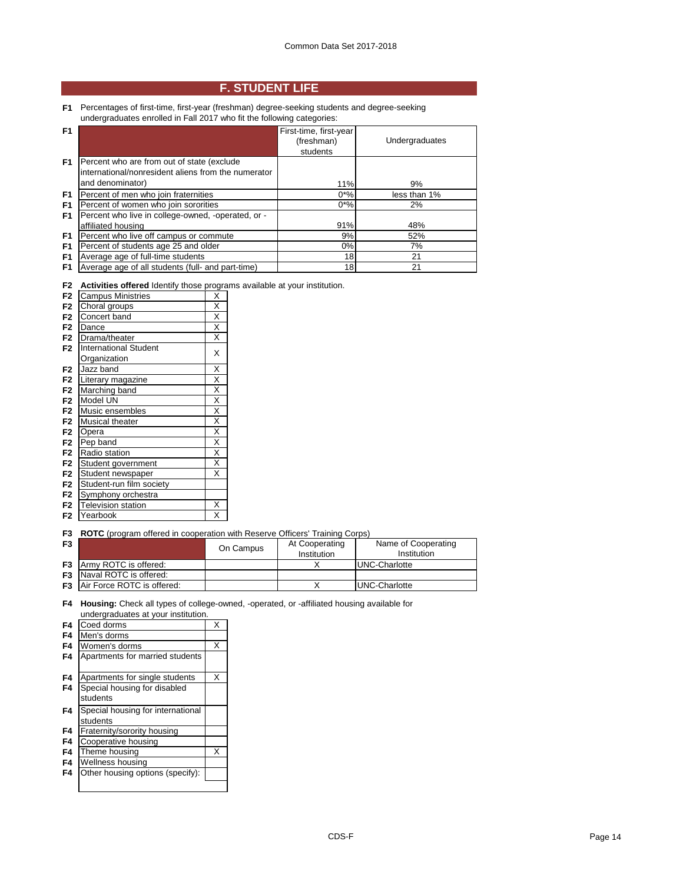## F. STUDENT LIFE

**F1** Percentages of first-time, first-year (freshman) degree-seeking students and degree-seeking undergraduates enrolled in Fall 2017 who fit the following categories:

| F1 | | First-time, first-year (freshman) students | Undergraduates |
|---|---|---|---|
| F1 | Percent who are from out of state (exclude international/nonresident aliens from the numerator and denominator) | 11% | 9% |
| F1 | Percent of men who join fraternities | 0*% | less than 1% |
| F1 | Percent of women who join sororities | 0*% | 2% |
| F1 | Percent who live in college-owned, -operated, or -affiliated housing | 91% | 48% |
| F1 | Percent who live off campus or commute | 9% | 52% |
| F1 | Percent of students age 25 and older | 0% | 7% |
| F1 | Average age of full-time students | 18 | 21 |
| F1 | Average age of all students (full- and part-time) | 18 | 21 |

**F2** **Activities offered** Identify those programs available at your institution.

| F2 | Activity | |
|---|---|---|
| F2 | Campus Ministries | X |
| F2 | Choral groups | X |
| F2 | Concert band | X |
| F2 | Dance | X |
| F2 | Drama/theater | X |
| F2 | International Student Organization | X |
| F2 | Jazz band | X |
| F2 | Literary magazine | X |
| F2 | Marching band | X |
| F2 | Model UN | X |
| F2 | Music ensembles | X |
| F2 | Musical theater | X |
| F2 | Opera | X |
| F2 | Pep band | X |
| F2 | Radio station | X |
| F2 | Student government | X |
| F2 | Student newspaper | X |
| F2 | Student-run film society | |
| F2 | Symphony orchestra | |
| F2 | Television station | X |
| F2 | Yearbook | X |

**F3** **ROTC** (program offered in cooperation with Reserve Officers' Training Corps)

| F3 | | On Campus | At Cooperating Institution | Name of Cooperating Institution |
|---|---|---|---|---|
| F3 | Army ROTC is offered: | | X | UNC-Charlotte |
| F3 | Naval ROTC is offered: | | | |
| F3 | Air Force ROTC is offered: | | X | UNC-Charlotte |

**F4** **Housing:** Check all types of college-owned, -operated, or -affiliated housing available for undergraduates at your institution.

| F4 | Housing type | |
|---|---|---|
| F4 | Coed dorms | X |
| F4 | Men's dorms | |
| F4 | Women's dorms | X |
| F4 | Apartments for married students | |
| F4 | Apartments for single students | X |
| F4 | Special housing for disabled students | |
| F4 | Special housing for international students | |
| F4 | Fraternity/sorority housing | |
| F4 | Cooperative housing | |
| F4 | Theme housing | X |
| F4 | Wellness housing | |
| F4 | Other housing options (specify): | |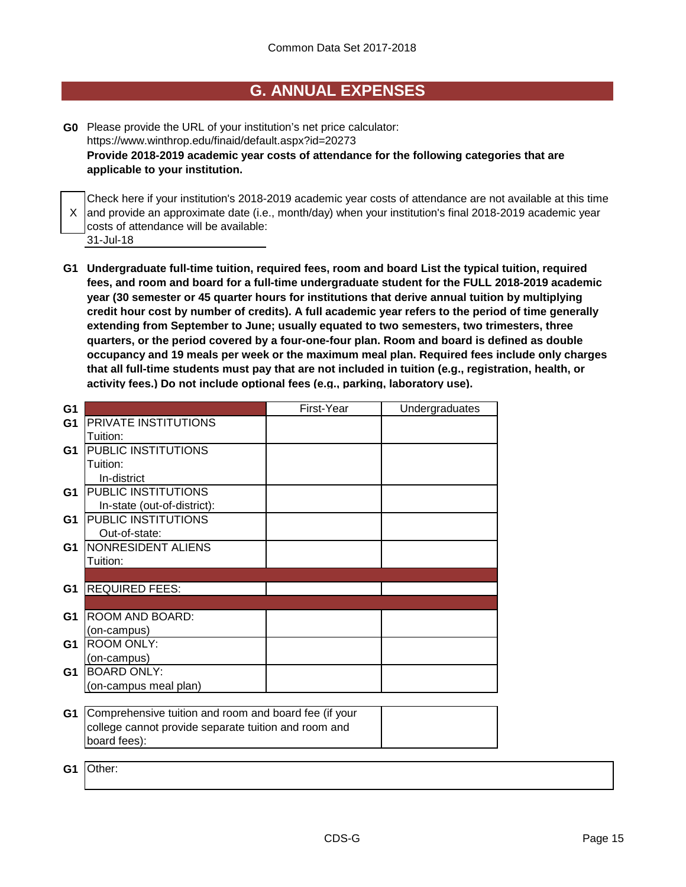# G. ANNUAL EXPENSES

**G0** Please provide the URL of your institution's net price calculator:
https://www.winthrop.edu/finaid/default.aspx?id=20273

**Provide 2018-2019 academic year costs of attendance for the following categories that are applicable to your institution.**

X — Check here if your institution's 2018-2019 academic year costs of attendance are not available at this time and provide an approximate date (i.e., month/day) when your institution's final 2018-2019 academic year costs of attendance will be available:
31-Jul-18

**G1 Undergraduate full-time tuition, required fees, room and board List the typical tuition, required fees, and room and board for a full-time undergraduate student for the FULL 2018-2019 academic year (30 semester or 45 quarter hours for institutions that derive annual tuition by multiplying credit hour cost by number of credits). A full academic year refers to the period of time generally extending from September to June; usually equated to two semesters, two trimesters, three quarters, or the period covered by a four-one-four plan. Room and board is defined as double occupancy and 19 meals per week or the maximum meal plan. Required fees include only charges that all full-time students must pay that are not included in tuition (e.g., registration, health, or activity fees.) Do not include optional fees (e.g., parking, laboratory use).**

| G1 | | First-Year | Undergraduates |
|---|---|---|---|
| G1 | PRIVATE INSTITUTIONS Tuition: | | |
| G1 | PUBLIC INSTITUTIONS Tuition: In-district | | |
| G1 | PUBLIC INSTITUTIONS In-state (out-of-district): | | |
| G1 | PUBLIC INSTITUTIONS Out-of-state: | | |
| G1 | NONRESIDENT ALIENS Tuition: | | |
| G1 | REQUIRED FEES: | | |
| G1 | ROOM AND BOARD: (on-campus) | | |
| G1 | ROOM ONLY: (on-campus) | | |
| G1 | BOARD ONLY: (on-campus meal plan) | | |

| G1 | Comprehensive tuition and room and board fee (if your college cannot provide separate tuition and room and board fees): | |
|---|---|---|

**G1** Other: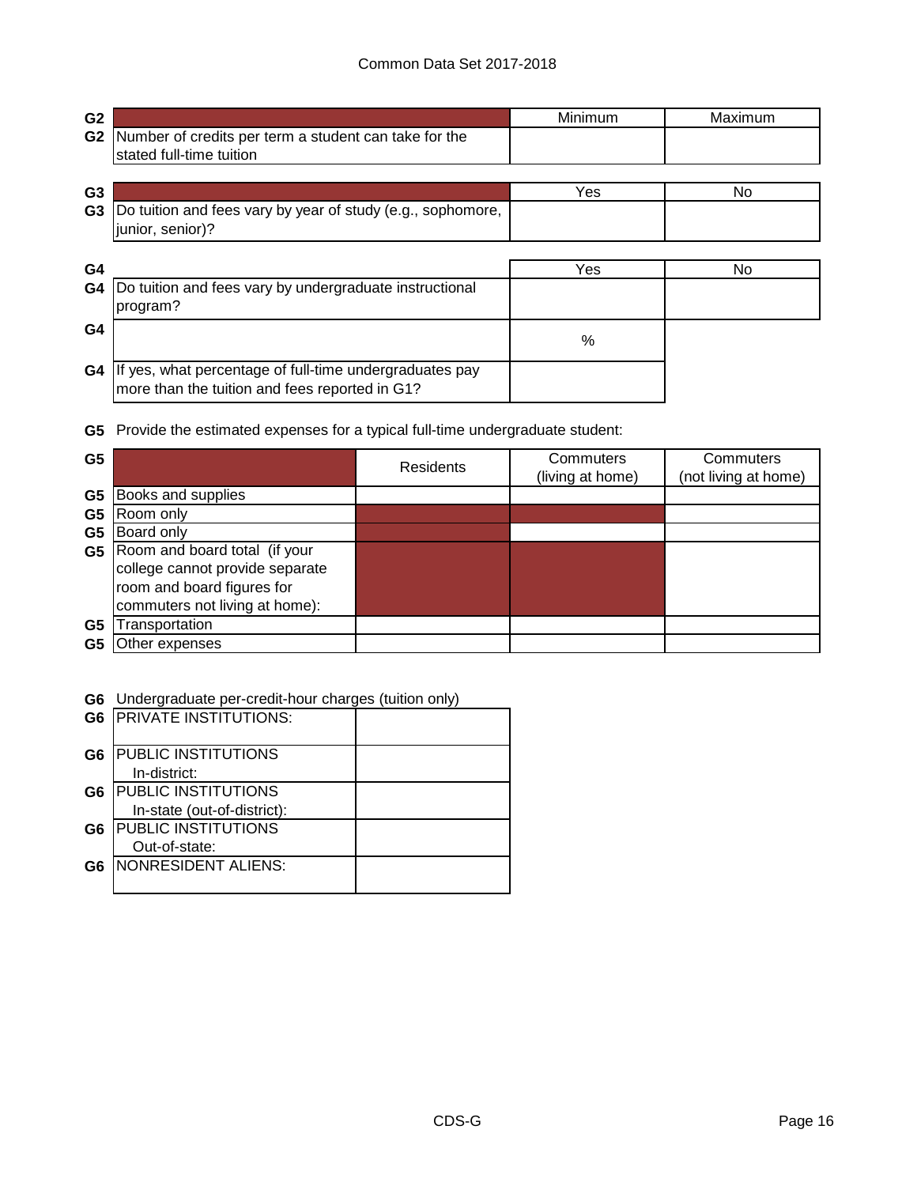| G2 | | Minimum | Maximum |
|---|---|---|---|
| G2 | Number of credits per term a student can take for the stated full-time tuition | | |

| G3 | | Yes | No |
|---|---|---|---|
| G3 | Do tuition and fees vary by year of study (e.g., sophomore, junior, senior)? | | |

| G4 | | Yes | No |
|---|---|---|---|
| G4 | Do tuition and fees vary by undergraduate instructional program? | | |
| G4 | | % | |
| G4 | If yes, what percentage of full-time undergraduates pay more than the tuition and fees reported in G1? | | |

**G5** Provide the estimated expenses for a typical full-time undergraduate student:

| G5 | | Residents | Commuters (living at home) | Commuters (not living at home) |
|---|---|---|---|---|
| G5 | Books and supplies | | | |
| G5 | Room only | | | |
| G5 | Board only | | | |
| G5 | Room and board total (if your college cannot provide separate room and board figures for commuters not living at home): | | | |
| G5 | Transportation | | | |
| G5 | Other expenses | | | |

**G6** Undergraduate per-credit-hour charges (tuition only)

| G6 | | |
|---|---|---|
| G6 | PRIVATE INSTITUTIONS: | |
| G6 | PUBLIC INSTITUTIONS In-district: | |
| G6 | PUBLIC INSTITUTIONS In-state (out-of-district): | |
| G6 | PUBLIC INSTITUTIONS Out-of-state: | |
| G6 | NONRESIDENT ALIENS: | |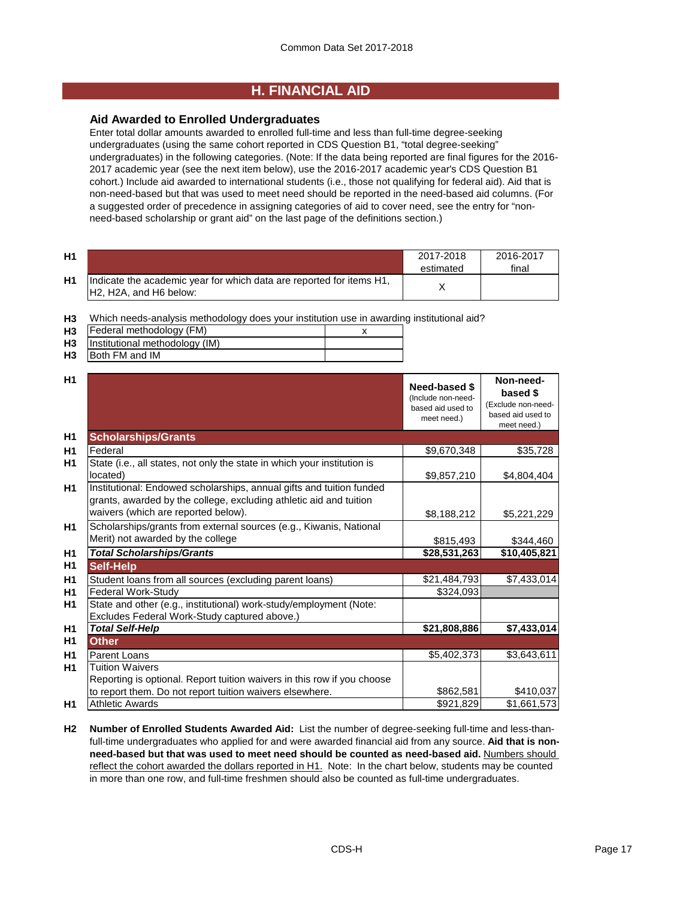## H. FINANCIAL AID

### Aid Awarded to Enrolled Undergraduates

Enter total dollar amounts awarded to enrolled full-time and less than full-time degree-seeking undergraduates (using the same cohort reported in CDS Question B1, "total degree-seeking" undergraduates) in the following categories. (Note: If the data being reported are final figures for the 2016-2017 academic year (see the next item below), use the 2016-2017 academic year's CDS Question B1 cohort.) Include aid awarded to international students (i.e., those not qualifying for federal aid). Aid that is non-need-based but that was used to meet need should be reported in the need-based aid columns. (For a suggested order of precedence in assigning categories of aid to cover need, see the entry for "non-need-based scholarship or grant aid" on the last page of the definitions section.)

| | | 2017-2018 estimated | 2016-2017 final |
|---|---|---|---|
| H1 | Indicate the academic year for which data are reported for items H1, H2, H2A, and H6 below: | X | |

**H3** Which needs-analysis methodology does your institution use in awarding institutional aid?

| | | |
|---|---|---|
| H3 | Federal methodology (FM) | x |
| H3 | Institutional methodology (IM) | |
| H3 | Both FM and IM | |

| | | Need-based $ (Include non-need-based aid used to meet need.) | Non-need-based $ (Exclude non-need-based aid used to meet need.) |
|---|---|---|---|
| H1 | **Scholarships/Grants** | | |
| H1 | Federal | $9,670,348 | $35,728 |
| H1 | State (i.e., all states, not only the state in which your institution is located) | $9,857,210 | $4,804,404 |
| H1 | Institutional: Endowed scholarships, annual gifts and tuition funded grants, awarded by the college, excluding athletic aid and tuition waivers (which are reported below). | $8,188,212 | $5,221,229 |
| H1 | Scholarships/grants from external sources (e.g., Kiwanis, National Merit) not awarded by the college | $815,493 | $344,460 |
| H1 | ***Total Scholarships/Grants*** | **$28,531,263** | **$10,405,821** |
| H1 | **Self-Help** | | |
| H1 | Student loans from all sources (excluding parent loans) | $21,484,793 | $7,433,014 |
| H1 | Federal Work-Study | $324,093 | |
| H1 | State and other (e.g., institutional) work-study/employment (Note: Excludes Federal Work-Study captured above.) | | |
| H1 | ***Total Self-Help*** | **$21,808,886** | **$7,433,014** |
| H1 | **Other** | | |
| H1 | Parent Loans | $5,402,373 | $3,643,611 |
| H1 | Tuition Waivers<br>Reporting is optional. Report tuition waivers in this row if you choose to report them. Do not report tuition waivers elsewhere. | $862,581 | $410,037 |
| H1 | Athletic Awards | $921,829 | $1,661,573 |

**H2** **Number of Enrolled Students Awarded Aid:** List the number of degree-seeking full-time and less-than-full-time undergraduates who applied for and were awarded financial aid from any source. **Aid that is non-need-based but that was used to meet need should be counted as need-based aid.** Numbers should reflect the cohort awarded the dollars reported in H1. Note: In the chart below, students may be counted in more than one row, and full-time freshmen should also be counted as full-time undergraduates.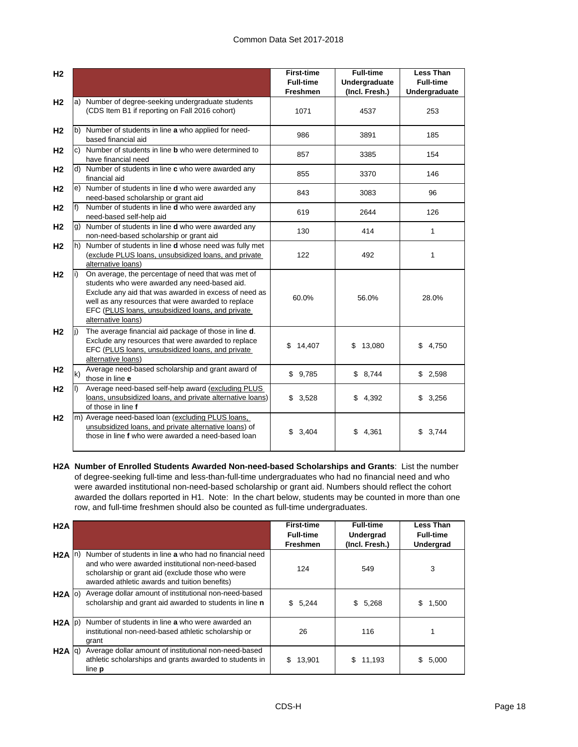| H2 | | First-time Full-time Freshmen | Full-time Undergraduate (Incl. Fresh.) | Less Than Full-time Undergraduate |
|---|---|---|---|---|
| H2 | a) Number of degree-seeking undergraduate students (CDS Item B1 if reporting on Fall 2016 cohort) | 1071 | 4537 | 253 |
| H2 | b) Number of students in line **a** who applied for need-based financial aid | 986 | 3891 | 185 |
| H2 | c) Number of students in line **b** who were determined to have financial need | 857 | 3385 | 154 |
| H2 | d) Number of students in line **c** who were awarded any financial aid | 855 | 3370 | 146 |
| H2 | e) Number of students in line **d** who were awarded any need-based scholarship or grant aid | 843 | 3083 | 96 |
| H2 | f) Number of students in line **d** who were awarded any need-based self-help aid | 619 | 2644 | 126 |
| H2 | g) Number of students in line **d** who were awarded any non-need-based scholarship or grant aid | 130 | 414 | 1 |
| H2 | h) Number of students in line **d** whose need was fully met (exclude PLUS loans, unsubsidized loans, and private alternative loans) | 122 | 492 | 1 |
| H2 | i) On average, the percentage of need that was met of students who were awarded any need-based aid. Exclude any aid that was awarded in excess of need as well as any resources that were awarded to replace EFC (PLUS loans, unsubsidized loans, and private alternative loans) | 60.0% | 56.0% | 28.0% |
| H2 | j) The average financial aid package of those in line **d**. Exclude any resources that were awarded to replace EFC (PLUS loans, unsubsidized loans, and private alternative loans) | $ 14,407 | $ 13,080 | $ 4,750 |
| H2 | k) Average need-based scholarship and grant award of those in line **e** | $ 9,785 | $ 8,744 | $ 2,598 |
| H2 | l) Average need-based self-help award (excluding PLUS loans, unsubsidized loans, and private alternative loans) of those in line **f** | $ 3,528 | $ 4,392 | $ 3,256 |
| H2 | m) Average need-based loan (excluding PLUS loans, unsubsidized loans, and private alternative loans) of those in line **f** who were awarded a need-based loan | $ 3,404 | $ 4,361 | $ 3,744 |

**H2A Number of Enrolled Students Awarded Non-need-based Scholarships and Grants**: List the number of degree-seeking full-time and less-than-full-time undergraduates who had no financial need and who were awarded institutional non-need-based scholarship or grant aid. Numbers should reflect the cohort awarded the dollars reported in H1. Note: In the chart below, students may be counted in more than one row, and full-time freshmen should also be counted as full-time undergraduates.

| H2A | | First-time Full-time Freshmen | Full-time Undergrad (Incl. Fresh.) | Less Than Full-time Undergrad |
|---|---|---|---|---|
| H2A | n) Number of students in line **a** who had no financial need and who were awarded institutional non-need-based scholarship or grant aid (exclude those who were awarded athletic awards and tuition benefits) | 124 | 549 | 3 |
| H2A | o) Average dollar amount of institutional non-need-based scholarship and grant aid awarded to students in line **n** | $ 5,244 | $ 5,268 | $ 1,500 |
| H2A | p) Number of students in line **a** who were awarded an institutional non-need-based athletic scholarship or grant | 26 | 116 | 1 |
| H2A | q) Average dollar amount of institutional non-need-based athletic scholarships and grants awarded to students in line **p** | $ 13,901 | $ 11,193 | $ 5,000 |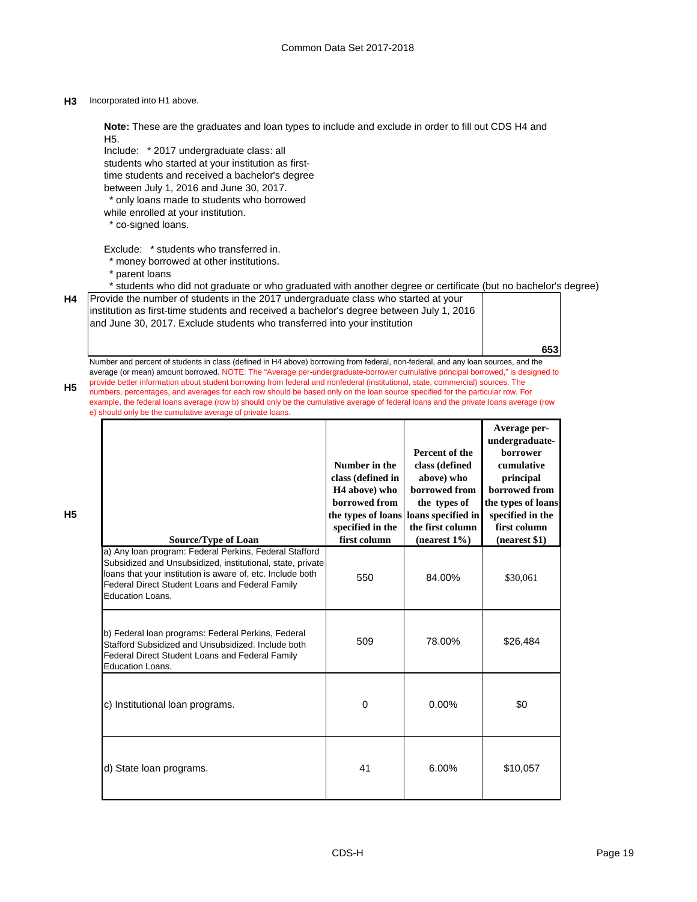Common Data Set 2017-2018

**H3** Incorporated into H1 above.

**Note:** These are the graduates and loan types to include and exclude in order to fill out CDS H4 and H5.

Include: * 2017 undergraduate class: all students who started at your institution as first-time students and received a bachelor's degree between July 1, 2016 and June 30, 2017.
* only loans made to students who borrowed while enrolled at your institution.
* co-signed loans.

Exclude: * students who transferred in.
* money borrowed at other institutions.
* parent loans
* students who did not graduate or who graduated with another degree or certificate (but no bachelor's degree)

**H4** Provide the number of students in the 2017 undergraduate class who started at your institution as first-time students and received a bachelor's degree between July 1, 2016 and June 30, 2017. Exclude students who transferred into your institution: **653**

**H5** Number and percent of students in class (defined in H4 above) borrowing from federal, non-federal, and any loan sources, and the average (or mean) amount borrowed. NOTE: The "Average per-undergraduate-borrower cumulative principal borrowed," is designed to provide better information about student borrowing from federal and nonfederal (institutional, state, commercial) sources. The numbers, percentages, and averages for each row should be based only on the loan source specified for the particular row. For example, the federal loans average (row b) should only be the cumulative average of federal loans and the private loans average (row e) should only be the cumulative average of private loans.

| Source/Type of Loan | Number in the class (defined in H4 above) who borrowed from the types of loans specified in the first column | Percent of the class (defined above) who borrowed from the types of loans specified in the first column (nearest 1%) | Average per-undergraduate-borrower cumulative principal borrowed from the types of loans specified in the first column (nearest $1) |
|---|---|---|---|
| a) Any loan program: Federal Perkins, Federal Stafford Subsidized and Unsubsidized, institutional, state, private loans that your institution is aware of, etc. Include both Federal Direct Student Loans and Federal Family Education Loans. | 550 | 84.00% | $30,061 |
| b) Federal loan programs: Federal Perkins, Federal Stafford Subsidized and Unsubsidized. Include both Federal Direct Student Loans and Federal Family Education Loans. | 509 | 78.00% | $26,484 |
| c) Institutional loan programs. | 0 | 0.00% | $0 |
| d) State loan programs. | 41 | 6.00% | $10,057 |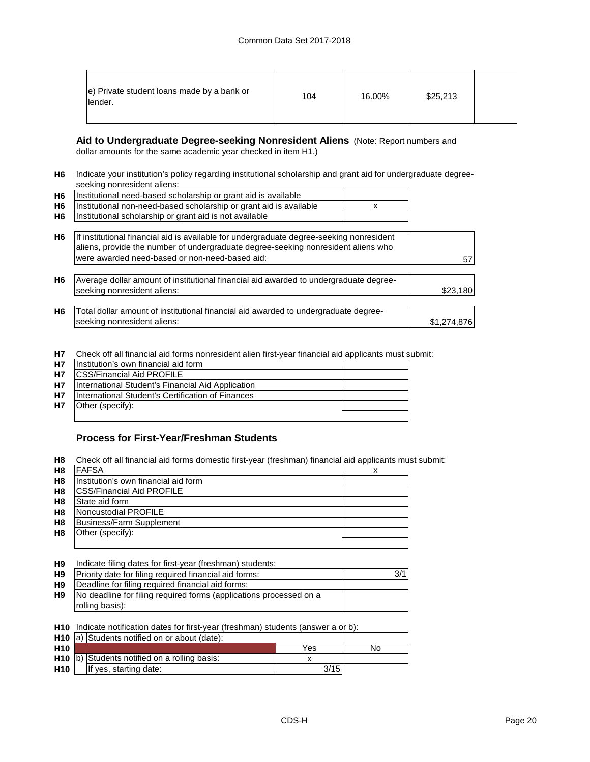| | | | | |
|---|---|---|---|---|
| e) Private student loans made by a bank or lender. | 104 | 16.00% | $25,213 | |

### Aid to Undergraduate Degree-seeking Nonresident Aliens

(Note: Report numbers and dollar amounts for the same academic year checked in item H1.)

**H6** Indicate your institution's policy regarding institutional scholarship and grant aid for undergraduate degree-seeking nonresident aliens:

| | | |
|---|---|---|
| H6 | Institutional need-based scholarship or grant aid is available | |
| H6 | Institutional non-need-based scholarship or grant aid is available | x |
| H6 | Institutional scholarship or grant aid is not available | |

| | | |
|---|---|---|
| H6 | If institutional financial aid is available for undergraduate degree-seeking nonresident aliens, provide the number of undergraduate degree-seeking nonresident aliens who were awarded need-based or non-need-based aid: | 57 |
| H6 | Average dollar amount of institutional financial aid awarded to undergraduate degree-seeking nonresident aliens: | $23,180 |
| H6 | Total dollar amount of institutional financial aid awarded to undergraduate degree-seeking nonresident aliens: | $1,274,876 |

**H7** Check off all financial aid forms nonresident alien first-year financial aid applicants must submit:

| | | |
|---|---|---|
| H7 | Institution's own financial aid form | |
| H7 | CSS/Financial Aid PROFILE | |
| H7 | International Student's Financial Aid Application | |
| H7 | International Student's Certification of Finances | |
| H7 | Other (specify): | |

### Process for First-Year/Freshman Students

**H8** Check off all financial aid forms domestic first-year (freshman) financial aid applicants must submit:

| | | |
|---|---|---|
| H8 | FAFSA | x |
| H8 | Institution's own financial aid form | |
| H8 | CSS/Financial Aid PROFILE | |
| H8 | State aid form | |
| H8 | Noncustodial PROFILE | |
| H8 | Business/Farm Supplement | |
| H8 | Other (specify): | |

**H9** Indicate filing dates for first-year (freshman) students:

| | | |
|---|---|---|
| H9 | Priority date for filing required financial aid forms: | 3/1 |
| H9 | Deadline for filing required financial aid forms: | |
| H9 | No deadline for filing required forms (applications processed on a rolling basis): | |

**H10** Indicate notification dates for first-year (freshman) students (answer a or b):

| | | | |
|---|---|---|---|
| H10 | a) Students notified on or about (date): | | |
| H10 | | Yes | No |
| H10 | b) Students notified on a rolling basis: | x | |
| H10 | If yes, starting date: | 3/15 | |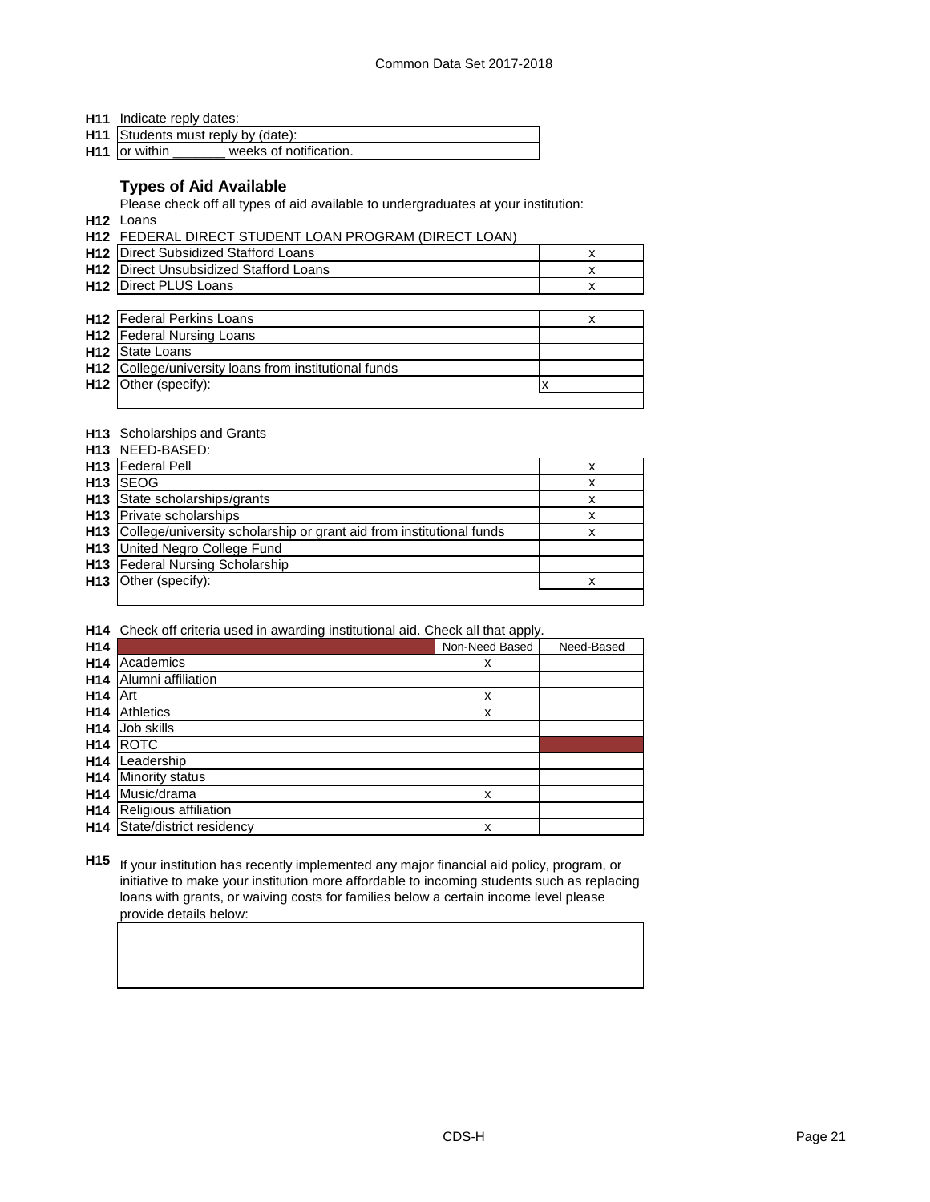**H11** Indicate reply dates:

| | | |
|---|---|---|
| **H11** | Students must reply by (date): | |
| **H11** | or within _______ weeks of notification. | |

### Types of Aid Available

Please check off all types of aid available to undergraduates at your institution:

**H12** Loans

**H12** FEDERAL DIRECT STUDENT LOAN PROGRAM (DIRECT LOAN)

| | | |
|---|---|---|
| **H12** | Direct Subsidized Stafford Loans | x |
| **H12** | Direct Unsubsidized Stafford Loans | x |
| **H12** | Direct PLUS Loans | x |

| | | |
|---|---|---|
| **H12** | Federal Perkins Loans | x |
| **H12** | Federal Nursing Loans | |
| **H12** | State Loans | |
| **H12** | College/university loans from institutional funds | |
| **H12** | Other (specify): | x |

**H13** Scholarships and Grants

**H13** NEED-BASED:

| | | |
|---|---|---|
| **H13** | Federal Pell | x |
| **H13** | SEOG | x |
| **H13** | State scholarships/grants | x |
| **H13** | Private scholarships | x |
| **H13** | College/university scholarship or grant aid from institutional funds | x |
| **H13** | United Negro College Fund | |
| **H13** | Federal Nursing Scholarship | |
| **H13** | Other (specify): | x |

**H14** Check off criteria used in awarding institutional aid. Check all that apply.

| **H14** | | Non-Need Based | Need-Based |
|---|---|---|---|
| **H14** | Academics | x | |
| **H14** | Alumni affiliation | | |
| **H14** | Art | x | |
| **H14** | Athletics | x | |
| **H14** | Job skills | | |
| **H14** | ROTC | | |
| **H14** | Leadership | | |
| **H14** | Minority status | | |
| **H14** | Music/drama | x | |
| **H14** | Religious affiliation | | |
| **H14** | State/district residency | x | |

**H15** If your institution has recently implemented any major financial aid policy, program, or initiative to make your institution more affordable to incoming students such as replacing loans with grants, or waiving costs for families below a certain income level please provide details below: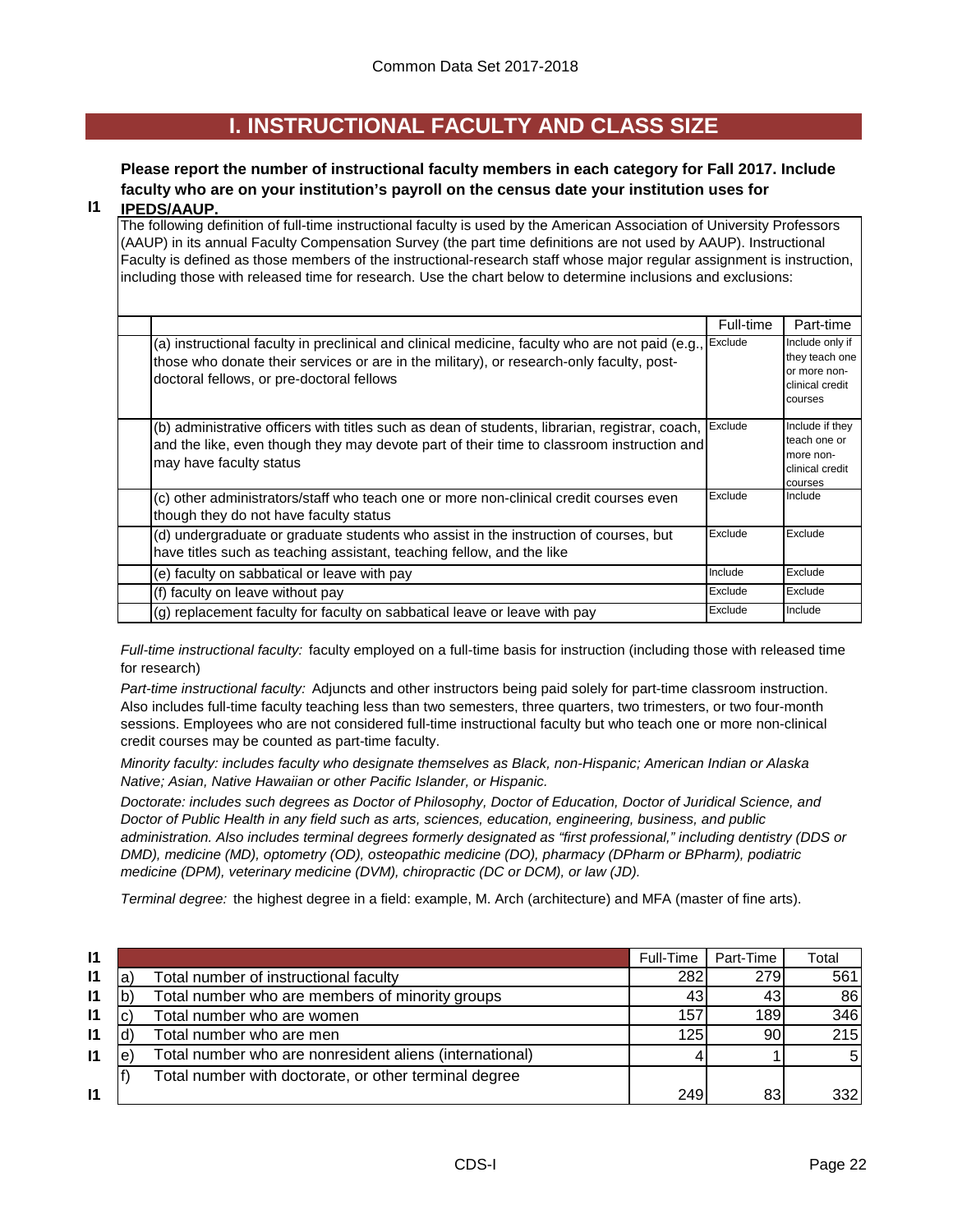# I. INSTRUCTIONAL FACULTY AND CLASS SIZE

**I1** **Please report the number of instructional faculty members in each category for Fall 2017. Include faculty who are on your institution's payroll on the census date your institution uses for IPEDS/AAUP.**

The following definition of full-time instructional faculty is used by the American Association of University Professors (AAUP) in its annual Faculty Compensation Survey (the part time definitions are not used by AAUP). Instructional Faculty is defined as those members of the instructional-research staff whose major regular assignment is instruction, including those with released time for research. Use the chart below to determine inclusions and exclusions:

| | Full-time | Part-time |
|---|---|---|
| (a) instructional faculty in preclinical and clinical medicine, faculty who are not paid (e.g., those who donate their services or are in the military), or research-only faculty, post-doctoral fellows, or pre-doctoral fellows | Exclude | Include only if they teach one or more non-clinical credit courses |
| (b) administrative officers with titles such as dean of students, librarian, registrar, coach, and the like, even though they may devote part of their time to classroom instruction and may have faculty status | Exclude | Include if they teach one or more non-clinical credit courses |
| (c) other administrators/staff who teach one or more non-clinical credit courses even though they do not have faculty status | Exclude | Include |
| (d) undergraduate or graduate students who assist in the instruction of courses, but have titles such as teaching assistant, teaching fellow, and the like | Exclude | Exclude |
| (e) faculty on sabbatical or leave with pay | Include | Exclude |
| (f) faculty on leave without pay | Exclude | Exclude |
| (g) replacement faculty for faculty on sabbatical leave or leave with pay | Exclude | Include |

*Full-time instructional faculty:* faculty employed on a full-time basis for instruction (including those with released time for research)

*Part-time instructional faculty:* Adjuncts and other instructors being paid solely for part-time classroom instruction. Also includes full-time faculty teaching less than two semesters, three quarters, two trimesters, or two four-month sessions. Employees who are not considered full-time instructional faculty but who teach one or more non-clinical credit courses may be counted as part-time faculty.

*Minority faculty: includes faculty who designate themselves as Black, non-Hispanic; American Indian or Alaska Native; Asian, Native Hawaiian or other Pacific Islander, or Hispanic.*

*Doctorate: includes such degrees as Doctor of Philosophy, Doctor of Education, Doctor of Juridical Science, and Doctor of Public Health in any field such as arts, sciences, education, engineering, business, and public administration. Also includes terminal degrees formerly designated as "first professional," including dentistry (DDS or DMD), medicine (MD), optometry (OD), osteopathic medicine (DO), pharmacy (DPharm or BPharm), podiatric medicine (DPM), veterinary medicine (DVM), chiropractic (DC or DCM), or law (JD).*

*Terminal degree:* the highest degree in a field: example, M. Arch (architecture) and MFA (master of fine arts).

| | | | Full-Time | Part-Time | Total |
|---|---|---|---|---|---|
| I1 | a) | Total number of instructional faculty | 282 | 279 | 561 |
| I1 | b) | Total number who are members of minority groups | 43 | 43 | 86 |
| I1 | c) | Total number who are women | 157 | 189 | 346 |
| I1 | d) | Total number who are men | 125 | 90 | 215 |
| I1 | e) | Total number who are nonresident aliens (international) | 4 | 1 | 5 |
| I1 | f) | Total number with doctorate, or other terminal degree | 249 | 83 | 332 |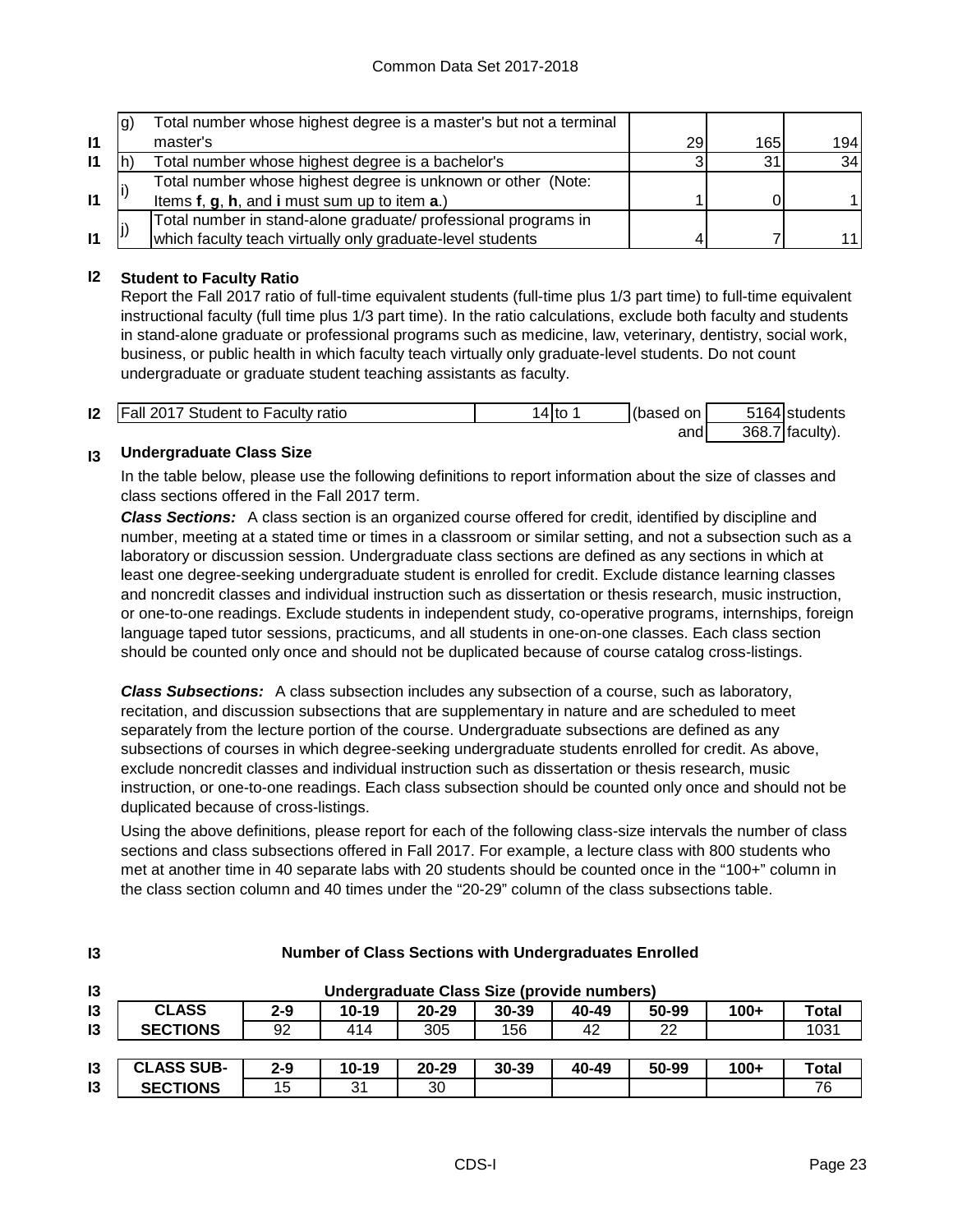| | | | | |
|---|---|---|---|---|
| I1 | g) Total number whose highest degree is a master's but not a terminal master's | 29 | 165 | 194 |
| I1 | h) Total number whose highest degree is a bachelor's | 3 | 31 | 34 |
| I1 | i) Total number whose highest degree is unknown or other (Note: Items **f**, **g**, **h**, and **i** must sum up to item **a**.) | 1 | 0 | 1 |
| I1 | j) Total number in stand-alone graduate/ professional programs in which faculty teach virtually only graduate-level students | 4 | 7 | 11 |

## I2 Student to Faculty Ratio

Report the Fall 2017 ratio of full-time equivalent students (full-time plus 1/3 part time) to full-time equivalent instructional faculty (full time plus 1/3 part time). In the ratio calculations, exclude both faculty and students in stand-alone graduate or professional programs such as medicine, law, veterinary, dentistry, social work, business, or public health in which faculty teach virtually only graduate-level students. Do not count undergraduate or graduate student teaching assistants as faculty.

| | | | | | |
|---|---|---|---|---|---|
| I2 | Fall 2017 Student to Faculty ratio | 14 to 1 | (based on | 5164 | students |
| | | | and | 368.7 | faculty). |

## I3 Undergraduate Class Size

In the table below, please use the following definitions to report information about the size of classes and class sections offered in the Fall 2017 term.

***Class Sections:*** A class section is an organized course offered for credit, identified by discipline and number, meeting at a stated time or times in a classroom or similar setting, and not a subsection such as a laboratory or discussion session. Undergraduate class sections are defined as any sections in which at least one degree-seeking undergraduate student is enrolled for credit. Exclude distance learning classes and noncredit classes and individual instruction such as dissertation or thesis research, music instruction, or one-to-one readings. Exclude students in independent study, co-operative programs, internships, foreign language taped tutor sessions, practicums, and all students in one-on-one classes. Each class section should be counted only once and should not be duplicated because of course catalog cross-listings.

***Class Subsections:*** A class subsection includes any subsection of a course, such as laboratory, recitation, and discussion subsections that are supplementary in nature and are scheduled to meet separately from the lecture portion of the course. Undergraduate subsections are defined as any subsections of courses in which degree-seeking undergraduate students enrolled for credit. As above, exclude noncredit classes and individual instruction such as dissertation or thesis research, music instruction, or one-to-one readings. Each class subsection should be counted only once and should not be duplicated because of cross-listings.

Using the above definitions, please report for each of the following class-size intervals the number of class sections and class subsections offered in Fall 2017. For example, a lecture class with 800 students who met at another time in 40 separate labs with 20 students should be counted once in the "100+" column in the class section column and 40 times under the "20-29" column of the class subsections table.

**Number of Class Sections with Undergraduates Enrolled**

**Undergraduate Class Size (provide numbers)**

| CLASS SECTIONS | 2-9 | 10-19 | 20-29 | 30-39 | 40-49 | 50-99 | 100+ | Total |
|---|---|---|---|---|---|---|---|---|
| | 92 | 414 | 305 | 156 | 42 | 22 | | 1031 |

| CLASS SUB-SECTIONS | 2-9 | 10-19 | 20-29 | 30-39 | 40-49 | 50-99 | 100+ | Total |
|---|---|---|---|---|---|---|---|---|
| | 15 | 31 | 30 | | | | | 76 |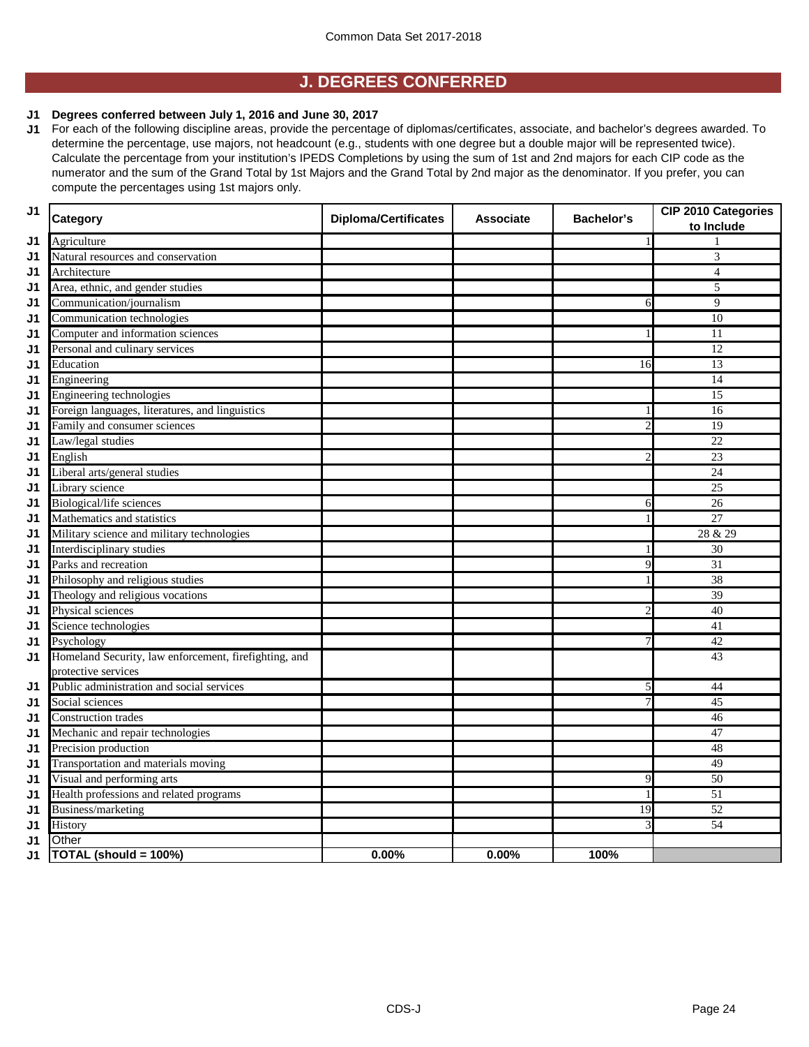# J. DEGREES CONFERRED

**J1 Degrees conferred between July 1, 2016 and June 30, 2017**

J1 For each of the following discipline areas, provide the percentage of diplomas/certificates, associate, and bachelor's degrees awarded. To determine the percentage, use majors, not headcount (e.g., students with one degree but a double major will be represented twice). Calculate the percentage from your institution's IPEDS Completions by using the sum of 1st and 2nd majors for each CIP code as the numerator and the sum of the Grand Total by 1st Majors and the Grand Total by 2nd major as the denominator. If you prefer, you can compute the percentages using 1st majors only.

| | Category | Diploma/Certificates | Associate | Bachelor's | CIP 2010 Categories to Include |
|---|---|---|---|---|---|
| J1 | Agriculture | | | 1 | 1 |
| J1 | Natural resources and conservation | | | | 3 |
| J1 | Architecture | | | | 4 |
| J1 | Area, ethnic, and gender studies | | | | 5 |
| J1 | Communication/journalism | | | 6 | 9 |
| J1 | Communication technologies | | | | 10 |
| J1 | Computer and information sciences | | | 1 | 11 |
| J1 | Personal and culinary services | | | | 12 |
| J1 | Education | | | 16 | 13 |
| J1 | Engineering | | | | 14 |
| J1 | Engineering technologies | | | | 15 |
| J1 | Foreign languages, literatures, and linguistics | | | 1 | 16 |
| J1 | Family and consumer sciences | | | 2 | 19 |
| J1 | Law/legal studies | | | | 22 |
| J1 | English | | | 2 | 23 |
| J1 | Liberal arts/general studies | | | | 24 |
| J1 | Library science | | | | 25 |
| J1 | Biological/life sciences | | | 6 | 26 |
| J1 | Mathematics and statistics | | | 1 | 27 |
| J1 | Military science and military technologies | | | | 28 & 29 |
| J1 | Interdisciplinary studies | | | 1 | 30 |
| J1 | Parks and recreation | | | 9 | 31 |
| J1 | Philosophy and religious studies | | | 1 | 38 |
| J1 | Theology and religious vocations | | | | 39 |
| J1 | Physical sciences | | | 2 | 40 |
| J1 | Science technologies | | | | 41 |
| J1 | Psychology | | | 7 | 42 |
| J1 | Homeland Security, law enforcement, firefighting, and protective services | | | | 43 |
| J1 | Public administration and social services | | | 5 | 44 |
| J1 | Social sciences | | | 7 | 45 |
| J1 | Construction trades | | | | 46 |
| J1 | Mechanic and repair technologies | | | | 47 |
| J1 | Precision production | | | | 48 |
| J1 | Transportation and materials moving | | | | 49 |
| J1 | Visual and performing arts | | | 9 | 50 |
| J1 | Health professions and related programs | | | 1 | 51 |
| J1 | Business/marketing | | | 19 | 52 |
| J1 | History | | | 3 | 54 |
| J1 | Other | | | | |
| J1 | **TOTAL (should = 100%)** | **0.00%** | **0.00%** | **100%** | |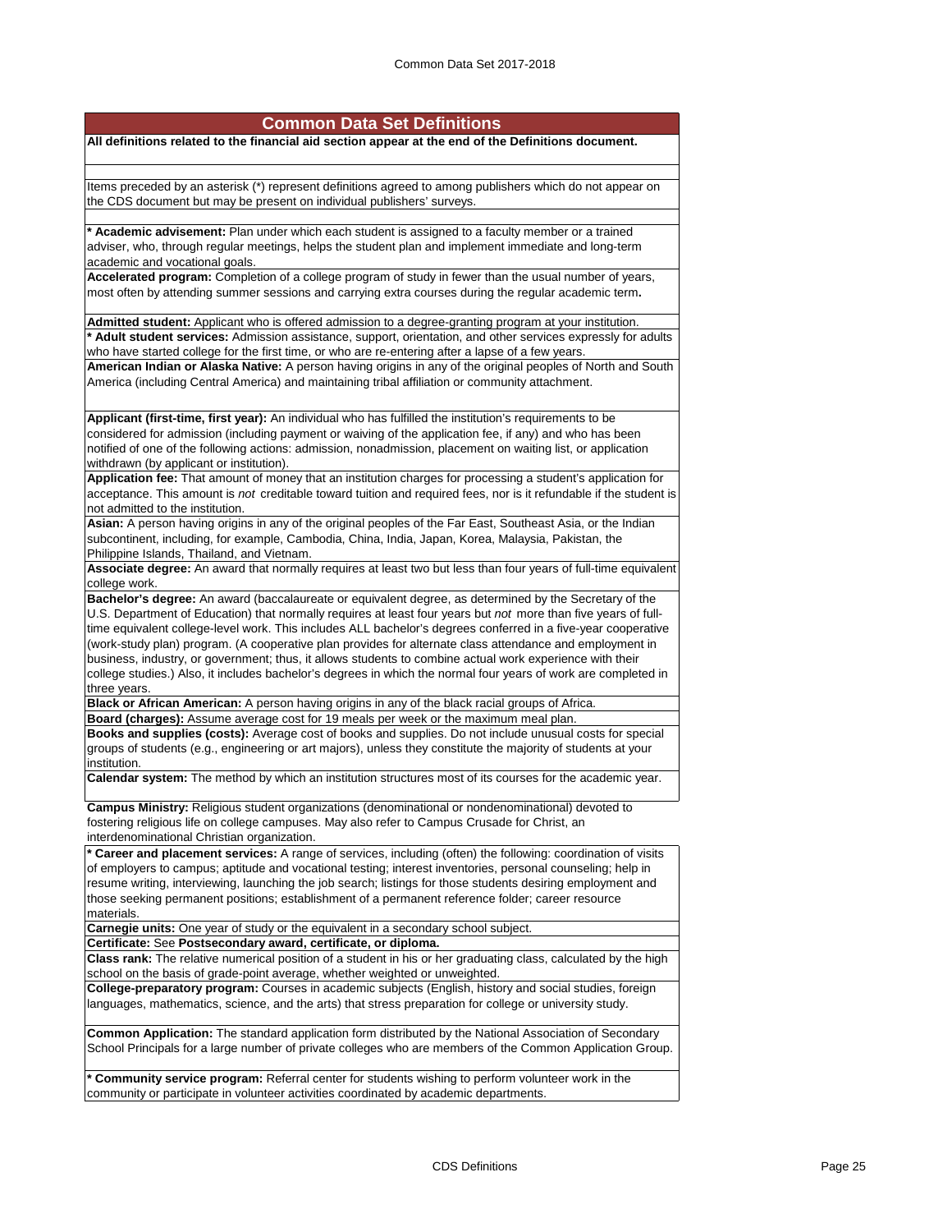## Common Data Set Definitions

**All definitions related to the financial aid section appear at the end of the Definitions document.**

Items preceded by an asterisk (*) represent definitions agreed to among publishers which do not appear on the CDS document but may be present on individual publishers' surveys.

**\* Academic advisement:** Plan under which each student is assigned to a faculty member or a trained adviser, who, through regular meetings, helps the student plan and implement immediate and long-term academic and vocational goals.

**Accelerated program:** Completion of a college program of study in fewer than the usual number of years, most often by attending summer sessions and carrying extra courses during the regular academic term**.**

**Admitted student:** Applicant who is offered admission to a degree-granting program at your institution.

**\* Adult student services:** Admission assistance, support, orientation, and other services expressly for adults who have started college for the first time, or who are re-entering after a lapse of a few years.

**American Indian or Alaska Native:** A person having origins in any of the original peoples of North and South America (including Central America) and maintaining tribal affiliation or community attachment.

**Applicant (first-time, first year):** An individual who has fulfilled the institution's requirements to be considered for admission (including payment or waiving of the application fee, if any) and who has been notified of one of the following actions: admission, nonadmission, placement on waiting list, or application withdrawn (by applicant or institution).

**Application fee:** That amount of money that an institution charges for processing a student's application for acceptance. This amount is *not* creditable toward tuition and required fees, nor is it refundable if the student is not admitted to the institution.

**Asian:** A person having origins in any of the original peoples of the Far East, Southeast Asia, or the Indian subcontinent, including, for example, Cambodia, China, India, Japan, Korea, Malaysia, Pakistan, the Philippine Islands, Thailand, and Vietnam.

**Associate degree:** An award that normally requires at least two but less than four years of full-time equivalent college work.

**Bachelor's degree:** An award (baccalaureate or equivalent degree, as determined by the Secretary of the U.S. Department of Education) that normally requires at least four years but *not* more than five years of full-time equivalent college-level work. This includes ALL bachelor's degrees conferred in a five-year cooperative (work-study plan) program. (A cooperative plan provides for alternate class attendance and employment in business, industry, or government; thus, it allows students to combine actual work experience with their college studies.) Also, it includes bachelor's degrees in which the normal four years of work are completed in three years.

**Black or African American:** A person having origins in any of the black racial groups of Africa.

**Board (charges):** Assume average cost for 19 meals per week or the maximum meal plan.

**Books and supplies (costs):** Average cost of books and supplies. Do not include unusual costs for special groups of students (e.g., engineering or art majors), unless they constitute the majority of students at your institution.

**Calendar system:** The method by which an institution structures most of its courses for the academic year.

**Campus Ministry:** Religious student organizations (denominational or nondenominational) devoted to fostering religious life on college campuses. May also refer to Campus Crusade for Christ, an interdenominational Christian organization.

**\* Career and placement services:** A range of services, including (often) the following: coordination of visits of employers to campus; aptitude and vocational testing; interest inventories, personal counseling; help in resume writing, interviewing, launching the job search; listings for those students desiring employment and those seeking permanent positions; establishment of a permanent reference folder; career resource materials.

**Carnegie units:** One year of study or the equivalent in a secondary school subject.

**Certificate:** See **Postsecondary award, certificate, or diploma.**

**Class rank:** The relative numerical position of a student in his or her graduating class, calculated by the high school on the basis of grade-point average, whether weighted or unweighted.

**College-preparatory program:** Courses in academic subjects (English, history and social studies, foreign languages, mathematics, science, and the arts) that stress preparation for college or university study.

**Common Application:** The standard application form distributed by the National Association of Secondary School Principals for a large number of private colleges who are members of the Common Application Group.

**\* Community service program:** Referral center for students wishing to perform volunteer work in the community or participate in volunteer activities coordinated by academic departments.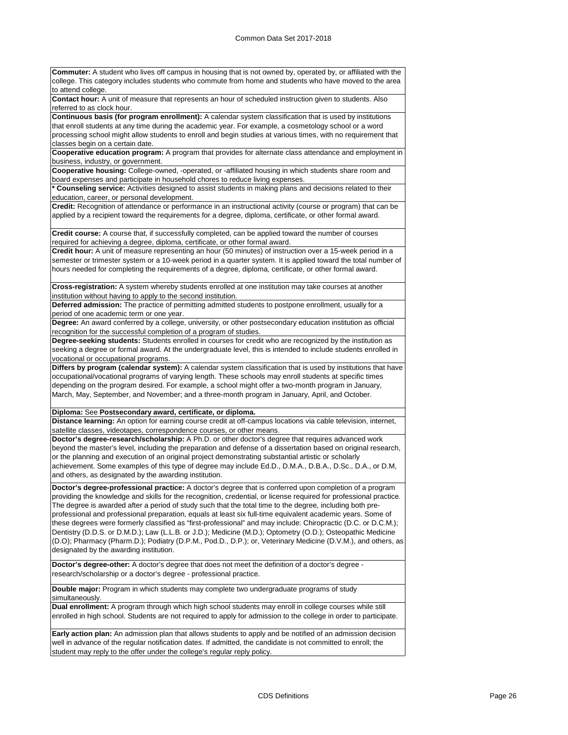**Commuter:** A student who lives off campus in housing that is not owned by, operated by, or affiliated with the college. This category includes students who commute from home and students who have moved to the area to attend college.

**Contact hour:** A unit of measure that represents an hour of scheduled instruction given to students. Also referred to as clock hour.

**Continuous basis (for program enrollment):** A calendar system classification that is used by institutions that enroll students at any time during the academic year. For example, a cosmetology school or a word processing school might allow students to enroll and begin studies at various times, with no requirement that classes begin on a certain date.

**Cooperative education program:** A program that provides for alternate class attendance and employment in business, industry, or government.

**Cooperative housing:** College-owned, -operated, or -affiliated housing in which students share room and board expenses and participate in household chores to reduce living expenses.

**\* Counseling service:** Activities designed to assist students in making plans and decisions related to their education, career, or personal development.

**Credit:** Recognition of attendance or performance in an instructional activity (course or program) that can be applied by a recipient toward the requirements for a degree, diploma, certificate, or other formal award.

**Credit course:** A course that, if successfully completed, can be applied toward the number of courses required for achieving a degree, diploma, certificate, or other formal award.

**Credit hour:** A unit of measure representing an hour (50 minutes) of instruction over a 15-week period in a semester or trimester system or a 10-week period in a quarter system. It is applied toward the total number of hours needed for completing the requirements of a degree, diploma, certificate, or other formal award.

**Cross-registration:** A system whereby students enrolled at one institution may take courses at another institution without having to apply to the second institution.

**Deferred admission:** The practice of permitting admitted students to postpone enrollment, usually for a period of one academic term or one year.

**Degree:** An award conferred by a college, university, or other postsecondary education institution as official recognition for the successful completion of a program of studies.

**Degree-seeking students:** Students enrolled in courses for credit who are recognized by the institution as seeking a degree or formal award. At the undergraduate level, this is intended to include students enrolled in vocational or occupational programs.

**Differs by program (calendar system):** A calendar system classification that is used by institutions that have occupational/vocational programs of varying length. These schools may enroll students at specific times depending on the program desired. For example, a school might offer a two-month program in January, March, May, September, and November; and a three-month program in January, April, and October.

**Diploma:** See **Postsecondary award, certificate, or diploma.**

**Distance learning:** An option for earning course credit at off-campus locations via cable television, internet, satellite classes, videotapes, correspondence courses, or other means.

**Doctor's degree-research/scholarship:** A Ph.D. or other doctor's degree that requires advanced work beyond the master's level, including the preparation and defense of a dissertation based on original research, or the planning and execution of an original project demonstrating substantial artistic or scholarly achievement. Some examples of this type of degree may include Ed.D., D.M.A., D.B.A., D.Sc., D.A., or D.M, and others, as designated by the awarding institution.

**Doctor's degree-professional practice:** A doctor's degree that is conferred upon completion of a program providing the knowledge and skills for the recognition, credential, or license required for professional practice. The degree is awarded after a period of study such that the total time to the degree, including both pre-professional and professional preparation, equals at least six full-time equivalent academic years. Some of these degrees were formerly classified as "first-professional" and may include: Chiropractic (D.C. or D.C.M.); Dentistry (D.D.S. or D.M.D.); Law (L.L.B. or J.D.); Medicine (M.D.); Optometry (O.D.); Osteopathic Medicine (D.O); Pharmacy (Pharm.D.); Podiatry (D.P.M., Pod.D., D.P.); or, Veterinary Medicine (D.V.M.), and others, as designated by the awarding institution.

**Doctor's degree-other:** A doctor's degree that does not meet the definition of a doctor's degree - research/scholarship or a doctor's degree - professional practice.

**Double major:** Program in which students may complete two undergraduate programs of study simultaneously.

**Dual enrollment:** A program through which high school students may enroll in college courses while still enrolled in high school. Students are not required to apply for admission to the college in order to participate.

**Early action plan:** An admission plan that allows students to apply and be notified of an admission decision well in advance of the regular notification dates. If admitted, the candidate is not committed to enroll; the student may reply to the offer under the college's regular reply policy.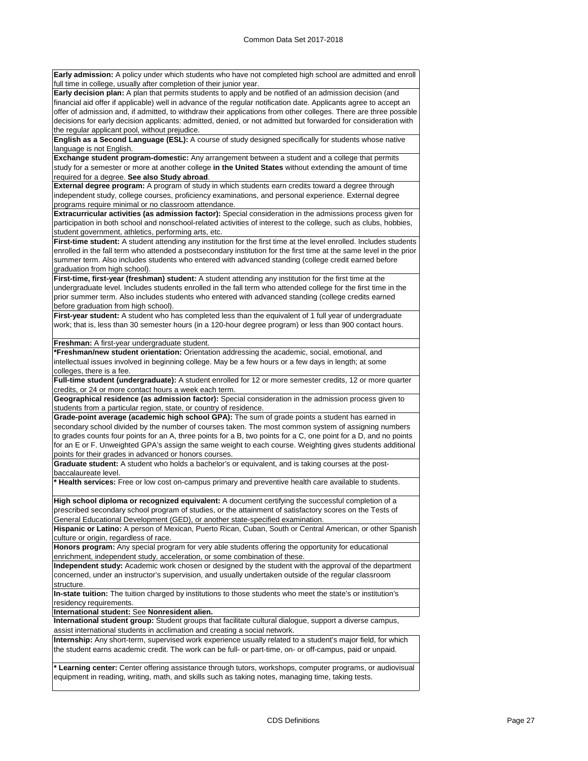**Early admission:** A policy under which students who have not completed high school are admitted and enroll full time in college, usually after completion of their junior year.

**Early decision plan:** A plan that permits students to apply and be notified of an admission decision (and financial aid offer if applicable) well in advance of the regular notification date. Applicants agree to accept an offer of admission and, if admitted, to withdraw their applications from other colleges. There are three possible decisions for early decision applicants: admitted, denied, or not admitted but forwarded for consideration with the regular applicant pool, without prejudice.

**English as a Second Language (ESL):** A course of study designed specifically for students whose native language is not English.

**Exchange student program-domestic:** Any arrangement between a student and a college that permits study for a semester or more at another college **in the United States** without extending the amount of time required for a degree. **See also Study abroad**.

**External degree program:** A program of study in which students earn credits toward a degree through independent study, college courses, proficiency examinations, and personal experience. External degree programs require minimal or no classroom attendance.

**Extracurricular activities (as admission factor):** Special consideration in the admissions process given for participation in both school and nonschool-related activities of interest to the college, such as clubs, hobbies, student government, athletics, performing arts, etc.

**First-time student:** A student attending any institution for the first time at the level enrolled. Includes students enrolled in the fall term who attended a postsecondary institution for the first time at the same level in the prior summer term. Also includes students who entered with advanced standing (college credit earned before graduation from high school).

**First-time, first-year (freshman) student:** A student attending any institution for the first time at the undergraduate level. Includes students enrolled in the fall term who attended college for the first time in the prior summer term. Also includes students who entered with advanced standing (college credits earned before graduation from high school).

**First-year student:** A student who has completed less than the equivalent of 1 full year of undergraduate work; that is, less than 30 semester hours (in a 120-hour degree program) or less than 900 contact hours.

**Freshman:** A first-year undergraduate student.

**\*Freshman/new student orientation:** Orientation addressing the academic, social, emotional, and intellectual issues involved in beginning college. May be a few hours or a few days in length; at some colleges, there is a fee.

**Full-time student (undergraduate):** A student enrolled for 12 or more semester credits, 12 or more quarter credits, or 24 or more contact hours a week each term.

**Geographical residence (as admission factor):** Special consideration in the admission process given to students from a particular region, state, or country of residence.

**Grade-point average (academic high school GPA):** The sum of grade points a student has earned in secondary school divided by the number of courses taken. The most common system of assigning numbers to grades counts four points for an A, three points for a B, two points for a C, one point for a D, and no points for an E or F. Unweighted GPA's assign the same weight to each course. Weighting gives students additional points for their grades in advanced or honors courses.

**Graduate student:** A student who holds a bachelor's or equivalent, and is taking courses at the post-baccalaureate level.

**\* Health services:** Free or low cost on-campus primary and preventive health care available to students.

**High school diploma or recognized equivalent:** A document certifying the successful completion of a prescribed secondary school program of studies, or the attainment of satisfactory scores on the Tests of General Educational Development (GED), or another state-specified examination.

**Hispanic or Latino:** A person of Mexican, Puerto Rican, Cuban, South or Central American, or other Spanish culture or origin, regardless of race.

**Honors program:** Any special program for very able students offering the opportunity for educational enrichment, independent study, acceleration, or some combination of these.

**Independent study:** Academic work chosen or designed by the student with the approval of the department concerned, under an instructor's supervision, and usually undertaken outside of the regular classroom structure.

**In-state tuition:** The tuition charged by institutions to those students who meet the state's or institution's residency requirements.

**International student:** See **Nonresident alien.**

**International student group:** Student groups that facilitate cultural dialogue, support a diverse campus, assist international students in acclimation and creating a social network.

**Internship:** Any short-term, supervised work experience usually related to a student's major field, for which the student earns academic credit. The work can be full- or part-time, on- or off-campus, paid or unpaid.

**\* Learning center:** Center offering assistance through tutors, workshops, computer programs, or audiovisual equipment in reading, writing, math, and skills such as taking notes, managing time, taking tests.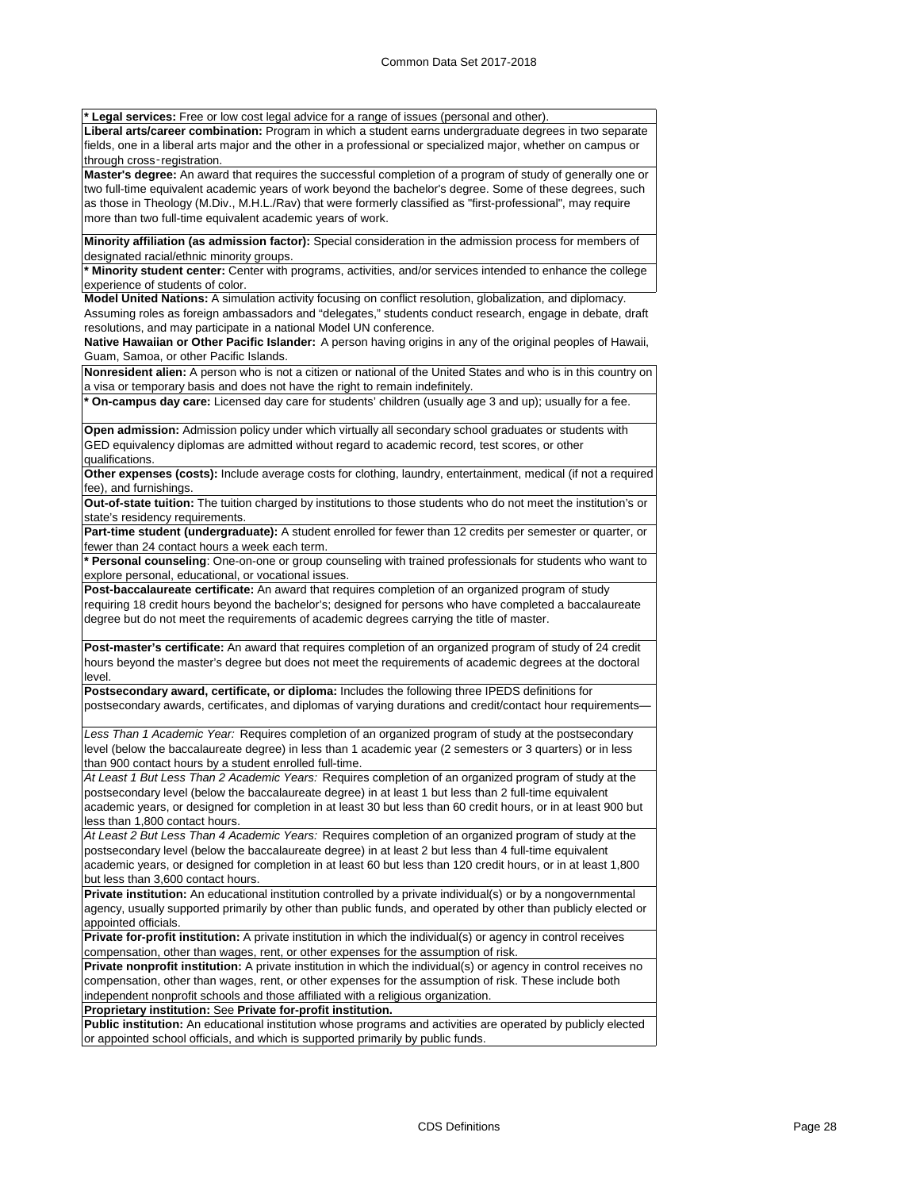**\* Legal services:** Free or low cost legal advice for a range of issues (personal and other).

**Liberal arts/career combination:** Program in which a student earns undergraduate degrees in two separate fields, one in a liberal arts major and the other in a professional or specialized major, whether on campus or through cross‑registration.

**Master's degree:** An award that requires the successful completion of a program of study of generally one or two full-time equivalent academic years of work beyond the bachelor's degree. Some of these degrees, such as those in Theology (M.Div., M.H.L./Rav) that were formerly classified as "first-professional", may require more than two full-time equivalent academic years of work.

**Minority affiliation (as admission factor):** Special consideration in the admission process for members of designated racial/ethnic minority groups.

**\* Minority student center:** Center with programs, activities, and/or services intended to enhance the college experience of students of color.

**Model United Nations:** A simulation activity focusing on conflict resolution, globalization, and diplomacy. Assuming roles as foreign ambassadors and "delegates," students conduct research, engage in debate, draft resolutions, and may participate in a national Model UN conference.

**Native Hawaiian or Other Pacific Islander:** A person having origins in any of the original peoples of Hawaii, Guam, Samoa, or other Pacific Islands.

**Nonresident alien:** A person who is not a citizen or national of the United States and who is in this country on a visa or temporary basis and does not have the right to remain indefinitely.

**\* On-campus day care:** Licensed day care for students' children (usually age 3 and up); usually for a fee.

**Open admission:** Admission policy under which virtually all secondary school graduates or students with GED equivalency diplomas are admitted without regard to academic record, test scores, or other qualifications.

**Other expenses (costs):** Include average costs for clothing, laundry, entertainment, medical (if not a required fee), and furnishings.

**Out-of-state tuition:** The tuition charged by institutions to those students who do not meet the institution's or state's residency requirements.

**Part-time student (undergraduate):** A student enrolled for fewer than 12 credits per semester or quarter, or fewer than 24 contact hours a week each term.

**\* Personal counseling**: One-on-one or group counseling with trained professionals for students who want to explore personal, educational, or vocational issues.

**Post-baccalaureate certificate:** An award that requires completion of an organized program of study requiring 18 credit hours beyond the bachelor's; designed for persons who have completed a baccalaureate degree but do not meet the requirements of academic degrees carrying the title of master.

**Post-master's certificate:** An award that requires completion of an organized program of study of 24 credit hours beyond the master's degree but does not meet the requirements of academic degrees at the doctoral level.

**Postsecondary award, certificate, or diploma:** Includes the following three IPEDS definitions for postsecondary awards, certificates, and diplomas of varying durations and credit/contact hour requirements—

*Less Than 1 Academic Year:* Requires completion of an organized program of study at the postsecondary level (below the baccalaureate degree) in less than 1 academic year (2 semesters or 3 quarters) or in less than 900 contact hours by a student enrolled full-time.

*At Least 1 But Less Than 2 Academic Years:* Requires completion of an organized program of study at the postsecondary level (below the baccalaureate degree) in at least 1 but less than 2 full-time equivalent academic years, or designed for completion in at least 30 but less than 60 credit hours, or in at least 900 but less than 1,800 contact hours.

*At Least 2 But Less Than 4 Academic Years:* Requires completion of an organized program of study at the postsecondary level (below the baccalaureate degree) in at least 2 but less than 4 full-time equivalent academic years, or designed for completion in at least 60 but less than 120 credit hours, or in at least 1,800 but less than 3,600 contact hours.

**Private institution:** An educational institution controlled by a private individual(s) or by a nongovernmental agency, usually supported primarily by other than public funds, and operated by other than publicly elected or appointed officials.

**Private for-profit institution:** A private institution in which the individual(s) or agency in control receives compensation, other than wages, rent, or other expenses for the assumption of risk.

**Private nonprofit institution:** A private institution in which the individual(s) or agency in control receives no compensation, other than wages, rent, or other expenses for the assumption of risk. These include both independent nonprofit schools and those affiliated with a religious organization.

**Proprietary institution:** See **Private for-profit institution.**

**Public institution:** An educational institution whose programs and activities are operated by publicly elected or appointed school officials, and which is supported primarily by public funds.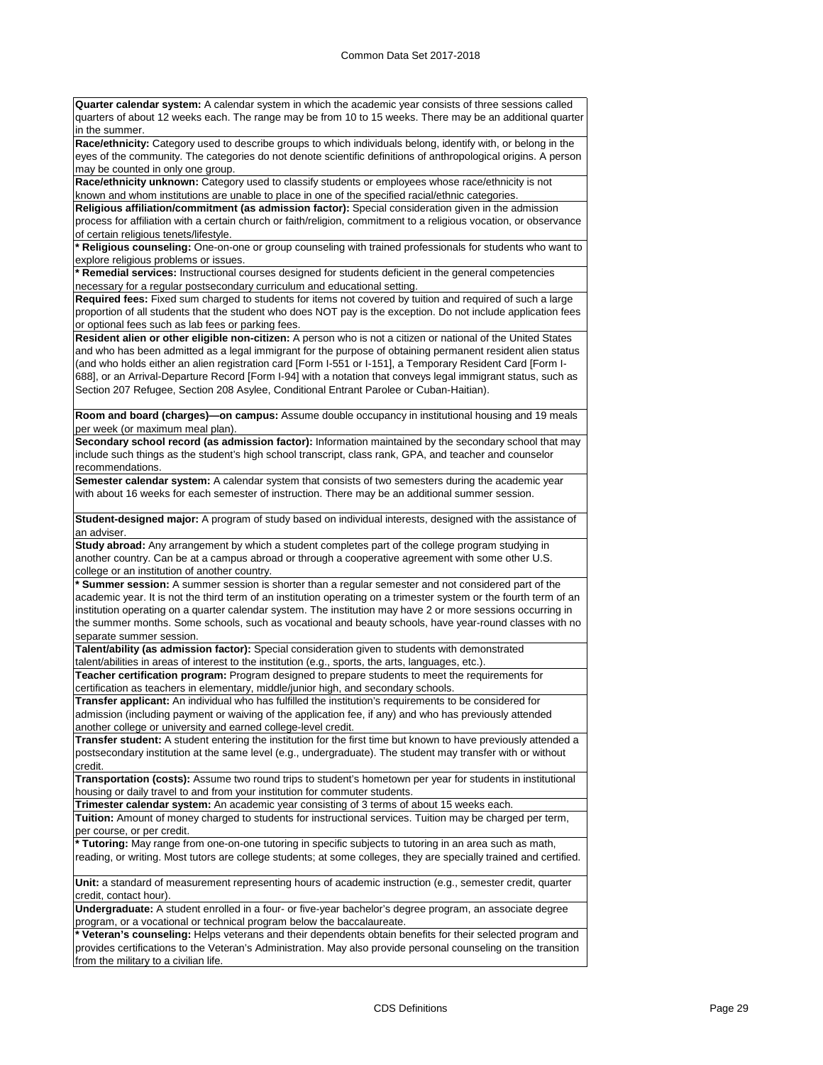**Quarter calendar system:** A calendar system in which the academic year consists of three sessions called quarters of about 12 weeks each. The range may be from 10 to 15 weeks. There may be an additional quarter in the summer.

**Race/ethnicity:** Category used to describe groups to which individuals belong, identify with, or belong in the eyes of the community. The categories do not denote scientific definitions of anthropological origins. A person may be counted in only one group.

**Race/ethnicity unknown:** Category used to classify students or employees whose race/ethnicity is not known and whom institutions are unable to place in one of the specified racial/ethnic categories.

**Religious affiliation/commitment (as admission factor):** Special consideration given in the admission process for affiliation with a certain church or faith/religion, commitment to a religious vocation, or observance of certain religious tenets/lifestyle.

**\* Religious counseling:** One-on-one or group counseling with trained professionals for students who want to explore religious problems or issues.

**\* Remedial services:** Instructional courses designed for students deficient in the general competencies necessary for a regular postsecondary curriculum and educational setting.

**Required fees:** Fixed sum charged to students for items not covered by tuition and required of such a large proportion of all students that the student who does NOT pay is the exception. Do not include application fees or optional fees such as lab fees or parking fees.

**Resident alien or other eligible non-citizen:** A person who is not a citizen or national of the United States and who has been admitted as a legal immigrant for the purpose of obtaining permanent resident alien status (and who holds either an alien registration card [Form I-551 or I-151], a Temporary Resident Card [Form I-688], or an Arrival-Departure Record [Form I-94] with a notation that conveys legal immigrant status, such as Section 207 Refugee, Section 208 Asylee, Conditional Entrant Parolee or Cuban-Haitian).

**Room and board (charges)—on campus:** Assume double occupancy in institutional housing and 19 meals per week (or maximum meal plan).

**Secondary school record (as admission factor):** Information maintained by the secondary school that may include such things as the student's high school transcript, class rank, GPA, and teacher and counselor recommendations.

**Semester calendar system:** A calendar system that consists of two semesters during the academic year with about 16 weeks for each semester of instruction. There may be an additional summer session.

**Student-designed major:** A program of study based on individual interests, designed with the assistance of an adviser.

**Study abroad:** Any arrangement by which a student completes part of the college program studying in another country. Can be at a campus abroad or through a cooperative agreement with some other U.S. college or an institution of another country.

**\* Summer session:** A summer session is shorter than a regular semester and not considered part of the academic year. It is not the third term of an institution operating on a trimester system or the fourth term of an institution operating on a quarter calendar system. The institution may have 2 or more sessions occurring in the summer months. Some schools, such as vocational and beauty schools, have year-round classes with no separate summer session.

**Talent/ability (as admission factor):** Special consideration given to students with demonstrated talent/abilities in areas of interest to the institution (e.g., sports, the arts, languages, etc.).

**Teacher certification program:** Program designed to prepare students to meet the requirements for certification as teachers in elementary, middle/junior high, and secondary schools.

**Transfer applicant:** An individual who has fulfilled the institution's requirements to be considered for admission (including payment or waiving of the application fee, if any) and who has previously attended another college or university and earned college-level credit.

**Transfer student:** A student entering the institution for the first time but known to have previously attended a postsecondary institution at the same level (e.g., undergraduate). The student may transfer with or without credit.

**Transportation (costs):** Assume two round trips to student's hometown per year for students in institutional housing or daily travel to and from your institution for commuter students.

**Trimester calendar system:** An academic year consisting of 3 terms of about 15 weeks each.

**Tuition:** Amount of money charged to students for instructional services. Tuition may be charged per term, per course, or per credit.

**\* Tutoring:** May range from one-on-one tutoring in specific subjects to tutoring in an area such as math, reading, or writing. Most tutors are college students; at some colleges, they are specially trained and certified.

**Unit:** a standard of measurement representing hours of academic instruction (e.g., semester credit, quarter credit, contact hour).

**Undergraduate:** A student enrolled in a four- or five-year bachelor's degree program, an associate degree program, or a vocational or technical program below the baccalaureate.

**\* Veteran's counseling:** Helps veterans and their dependents obtain benefits for their selected program and provides certifications to the Veteran's Administration. May also provide personal counseling on the transition from the military to a civilian life.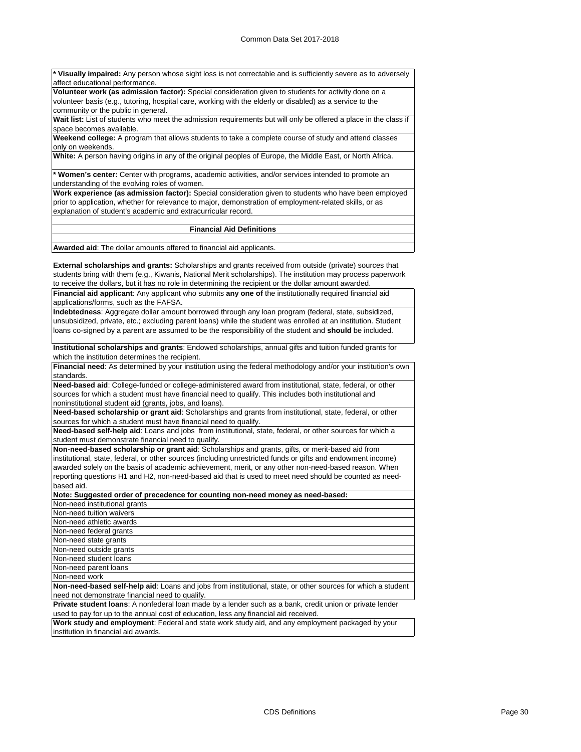**\* Visually impaired:** Any person whose sight loss is not correctable and is sufficiently severe as to adversely affect educational performance.

**Volunteer work (as admission factor):** Special consideration given to students for activity done on a volunteer basis (e.g., tutoring, hospital care, working with the elderly or disabled) as a service to the community or the public in general.

**Wait list:** List of students who meet the admission requirements but will only be offered a place in the class if space becomes available.

**Weekend college:** A program that allows students to take a complete course of study and attend classes only on weekends.

**White:** A person having origins in any of the original peoples of Europe, the Middle East, or North Africa.

**\* Women's center:** Center with programs, academic activities, and/or services intended to promote an understanding of the evolving roles of women.

**Work experience (as admission factor):** Special consideration given to students who have been employed prior to application, whether for relevance to major, demonstration of employment-related skills, or as explanation of student's academic and extracurricular record.

## Financial Aid Definitions

**Awarded aid**: The dollar amounts offered to financial aid applicants.

**External scholarships and grants:** Scholarships and grants received from outside (private) sources that students bring with them (e.g., Kiwanis, National Merit scholarships). The institution may process paperwork to receive the dollars, but it has no role in determining the recipient or the dollar amount awarded.

**Financial aid applicant**: Any applicant who submits **any one of** the institutionally required financial aid applications/forms, such as the FAFSA.

**Indebtedness**: Aggregate dollar amount borrowed through any loan program (federal, state, subsidized, unsubsidized, private, etc.; excluding parent loans) while the student was enrolled at an institution. Student loans co-signed by a parent are assumed to be the responsibility of the student and **should** be included.

**Institutional scholarships and grants**: Endowed scholarships, annual gifts and tuition funded grants for which the institution determines the recipient.

**Financial need**: As determined by your institution using the federal methodology and/or your institution's own standards.

**Need-based aid**: College-funded or college-administered award from institutional, state, federal, or other sources for which a student must have financial need to qualify. This includes both institutional and noninstitutional student aid (grants, jobs, and loans).

**Need-based scholarship or grant aid**: Scholarships and grants from institutional, state, federal, or other sources for which a student must have financial need to qualify.

**Need-based self-help aid**: Loans and jobs from institutional, state, federal, or other sources for which a student must demonstrate financial need to qualify.

**Non-need-based scholarship or grant aid**: Scholarships and grants, gifts, or merit-based aid from institutional, state, federal, or other sources (including unrestricted funds or gifts and endowment income) awarded solely on the basis of academic achievement, merit, or any other non-need-based reason. When reporting questions H1 and H2, non-need-based aid that is used to meet need should be counted as need-based aid.

**Note: Suggested order of precedence for counting non-need money as need-based:**

- Non-need institutional grants
- Non-need tuition waivers
- Non-need athletic awards
- Non-need federal grants
- Non-need state grants
- Non-need outside grants
- Non-need student loans
- Non-need parent loans
- Non-need work

**Non-need-based self-help aid**: Loans and jobs from institutional, state, or other sources for which a student need not demonstrate financial need to qualify.

**Private student loans**: A nonfederal loan made by a lender such as a bank, credit union or private lender used to pay for up to the annual cost of education, less any financial aid received.

**Work study and employment**: Federal and state work study aid, and any employment packaged by your institution in financial aid awards.